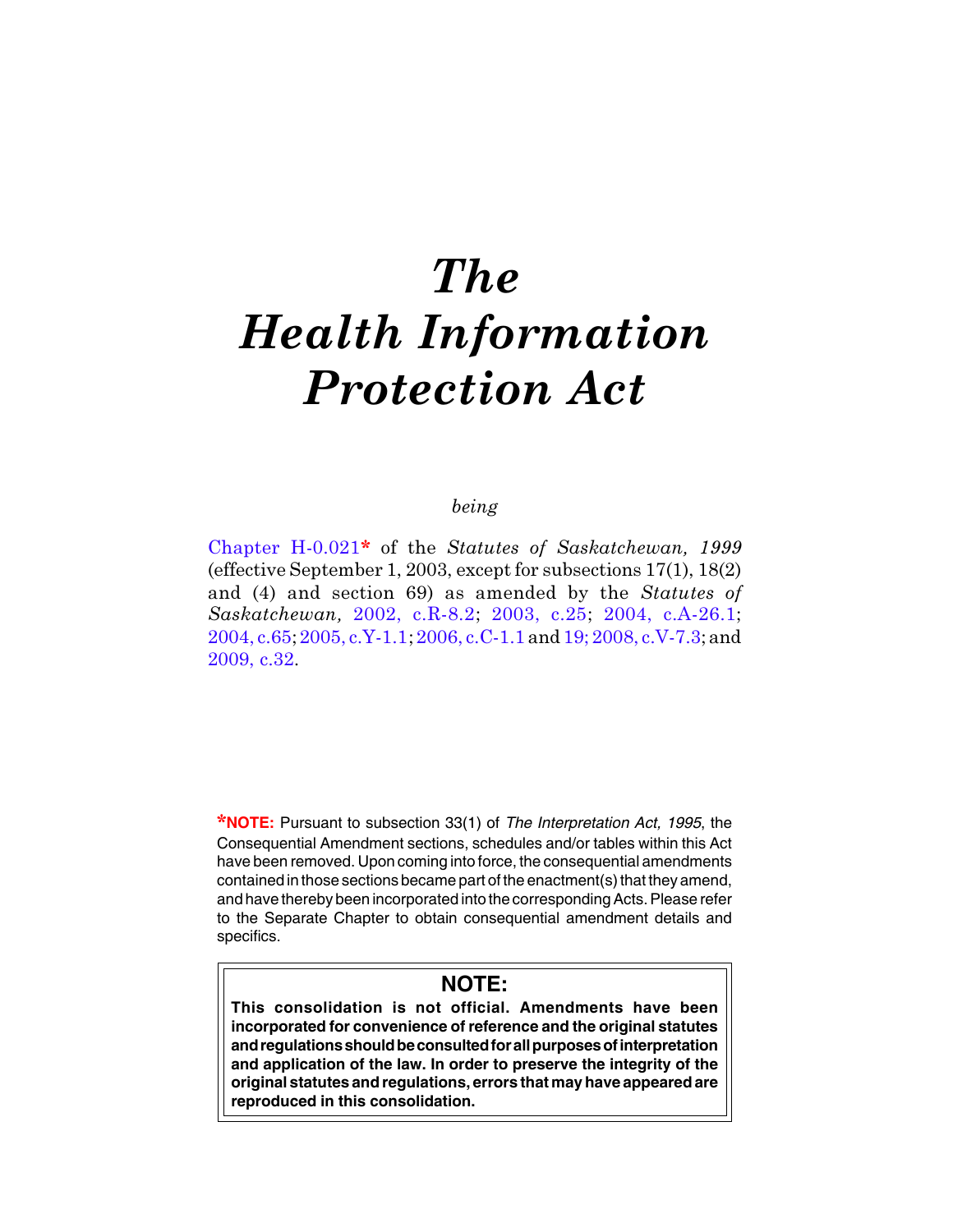# *The Health Information Protection Act*

*being*

Chapter H-0.021* of the *Statutes of Saskatchewan, 1999* (effective September 1, 2003, except for subsections 17(1), 18(2) and (4) and section 69) as amended by the *Statutes of Saskatchewan,* 2002, c.R-8.2; 2003, c.25; 2004, c.A-26.1; 2004, c.65; 2005, c.Y-1.1; 2006, c.C-1.1 and 19; 2008, c.V-7.3; and 2009, c.32.

***NOTE:** Pursuant to subsection 33(1) of *The Interpretation Act, 1995*, the Consequential Amendment sections, schedules and/or tables within this Act have been removed. Upon coming into force, the consequential amendments contained in those sections became part of the enactment(s) that they amend, and have thereby been incorporated into the corresponding Acts. Please refer to the Separate Chapter to obtain consequential amendment details and specifics.

**NOTE:**

**This consolidation is not official. Amendments have been incorporated for convenience of reference and the original statutes and regulations should be consulted for all purposes of interpretation and application of the law. In order to preserve the integrity of the original statutes and regulations, errors that may have appeared are reproduced in this consolidation.**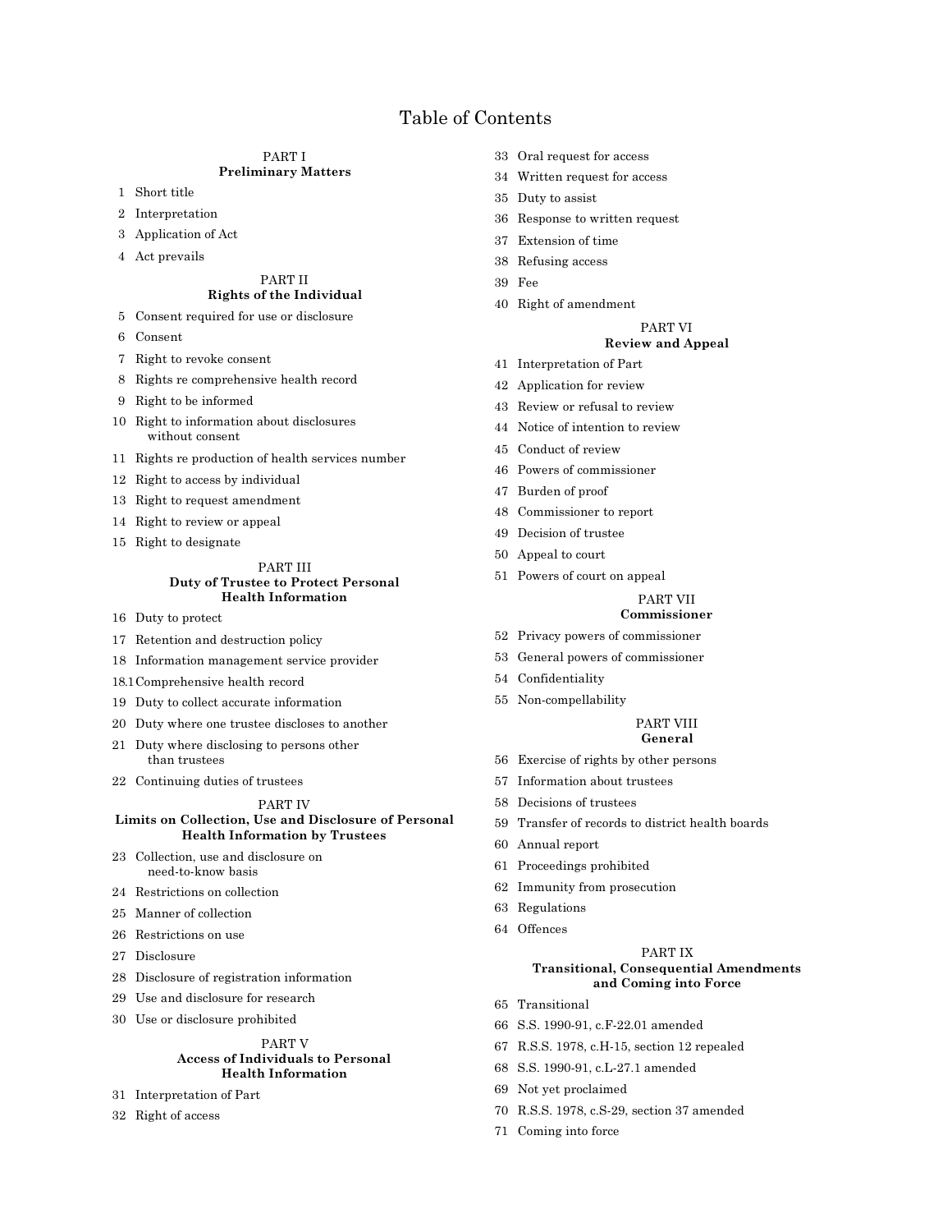# Table of Contents

## PART I
**Preliminary Matters**

1 Short title

2 Interpretation

3 Application of Act

4 Act prevails

## PART II
**Rights of the Individual**

5 Consent required for use or disclosure

6 Consent

7 Right to revoke consent

8 Rights re comprehensive health record

9 Right to be informed

10 Right to information about disclosures without consent

11 Rights re production of health services number

12 Right to access by individual

13 Right to request amendment

14 Right to review or appeal

15 Right to designate

## PART III
**Duty of Trustee to Protect Personal Health Information**

16 Duty to protect

17 Retention and destruction policy

18 Information management service provider

18.1 Comprehensive health record

19 Duty to collect accurate information

20 Duty where one trustee discloses to another

21 Duty where disclosing to persons other than trustees

22 Continuing duties of trustees

## PART IV
**Limits on Collection, Use and Disclosure of Personal Health Information by Trustees**

23 Collection, use and disclosure on need-to-know basis

24 Restrictions on collection

25 Manner of collection

26 Restrictions on use

27 Disclosure

28 Disclosure of registration information

29 Use and disclosure for research

30 Use or disclosure prohibited

## PART V
**Access of Individuals to Personal Health Information**

31 Interpretation of Part

32 Right of access

33 Oral request for access

34 Written request for access

35 Duty to assist

36 Response to written request

37 Extension of time

38 Refusing access

39 Fee

40 Right of amendment

## PART VI
**Review and Appeal**

41 Interpretation of Part

42 Application for review

43 Review or refusal to review

44 Notice of intention to review

45 Conduct of review

46 Powers of commissioner

47 Burden of proof

48 Commissioner to report

49 Decision of trustee

50 Appeal to court

51 Powers of court on appeal

## PART VII
**Commissioner**

52 Privacy powers of commissioner

53 General powers of commissioner

54 Confidentiality

55 Non-compellability

## PART VIII
**General**

56 Exercise of rights by other persons

57 Information about trustees

58 Decisions of trustees

59 Transfer of records to district health boards

60 Annual report

61 Proceedings prohibited

62 Immunity from prosecution

63 Regulations

64 Offences

## PART IX
**Transitional, Consequential Amendments and Coming into Force**

65 Transitional

66 S.S. 1990-91, c.F-22.01 amended

67 R.S.S. 1978, c.H-15, section 12 repealed

68 S.S. 1990-91, c.L-27.1 amended

69 Not yet proclaimed

70 R.S.S. 1978, c.S-29, section 37 amended

71 Coming into force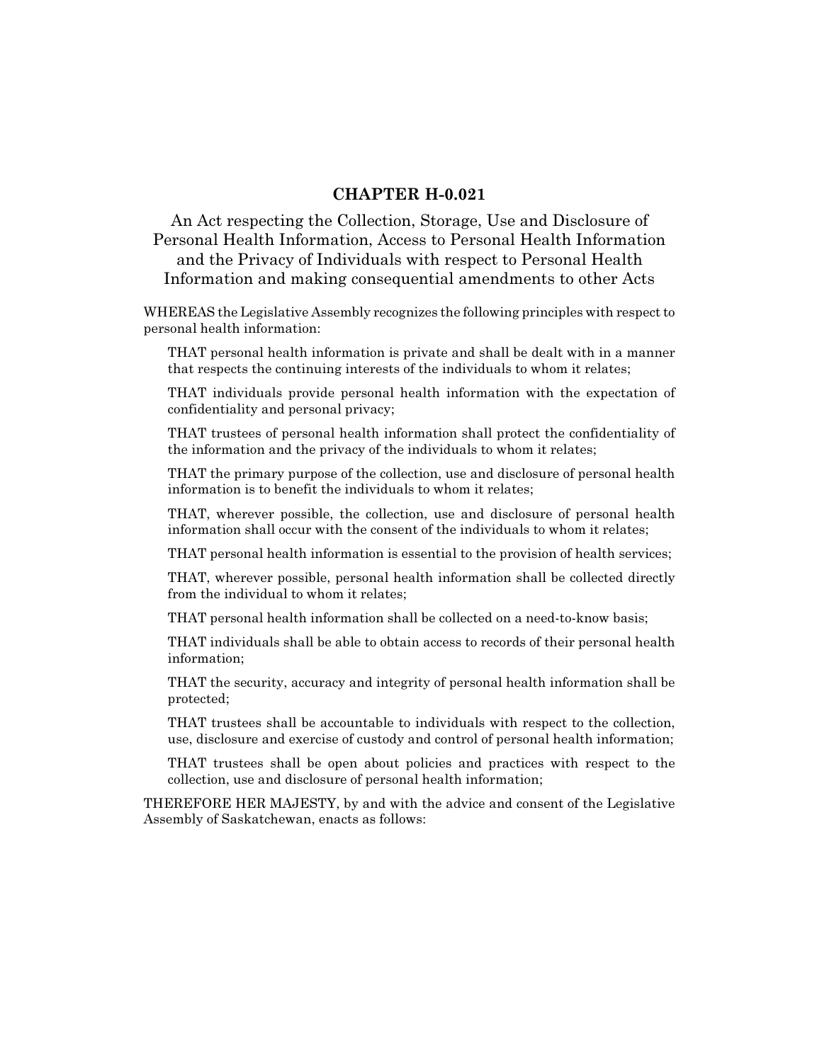# CHAPTER H-0.021

## An Act respecting the Collection, Storage, Use and Disclosure of Personal Health Information, Access to Personal Health Information and the Privacy of Individuals with respect to Personal Health Information and making consequential amendments to other Acts

WHEREAS the Legislative Assembly recognizes the following principles with respect to personal health information:

THAT personal health information is private and shall be dealt with in a manner that respects the continuing interests of the individuals to whom it relates;

THAT individuals provide personal health information with the expectation of confidentiality and personal privacy;

THAT trustees of personal health information shall protect the confidentiality of the information and the privacy of the individuals to whom it relates;

THAT the primary purpose of the collection, use and disclosure of personal health information is to benefit the individuals to whom it relates;

THAT, wherever possible, the collection, use and disclosure of personal health information shall occur with the consent of the individuals to whom it relates;

THAT personal health information is essential to the provision of health services;

THAT, wherever possible, personal health information shall be collected directly from the individual to whom it relates;

THAT personal health information shall be collected on a need-to-know basis;

THAT individuals shall be able to obtain access to records of their personal health information;

THAT the security, accuracy and integrity of personal health information shall be protected;

THAT trustees shall be accountable to individuals with respect to the collection, use, disclosure and exercise of custody and control of personal health information;

THAT trustees shall be open about policies and practices with respect to the collection, use and disclosure of personal health information;

THEREFORE HER MAJESTY, by and with the advice and consent of the Legislative Assembly of Saskatchewan, enacts as follows: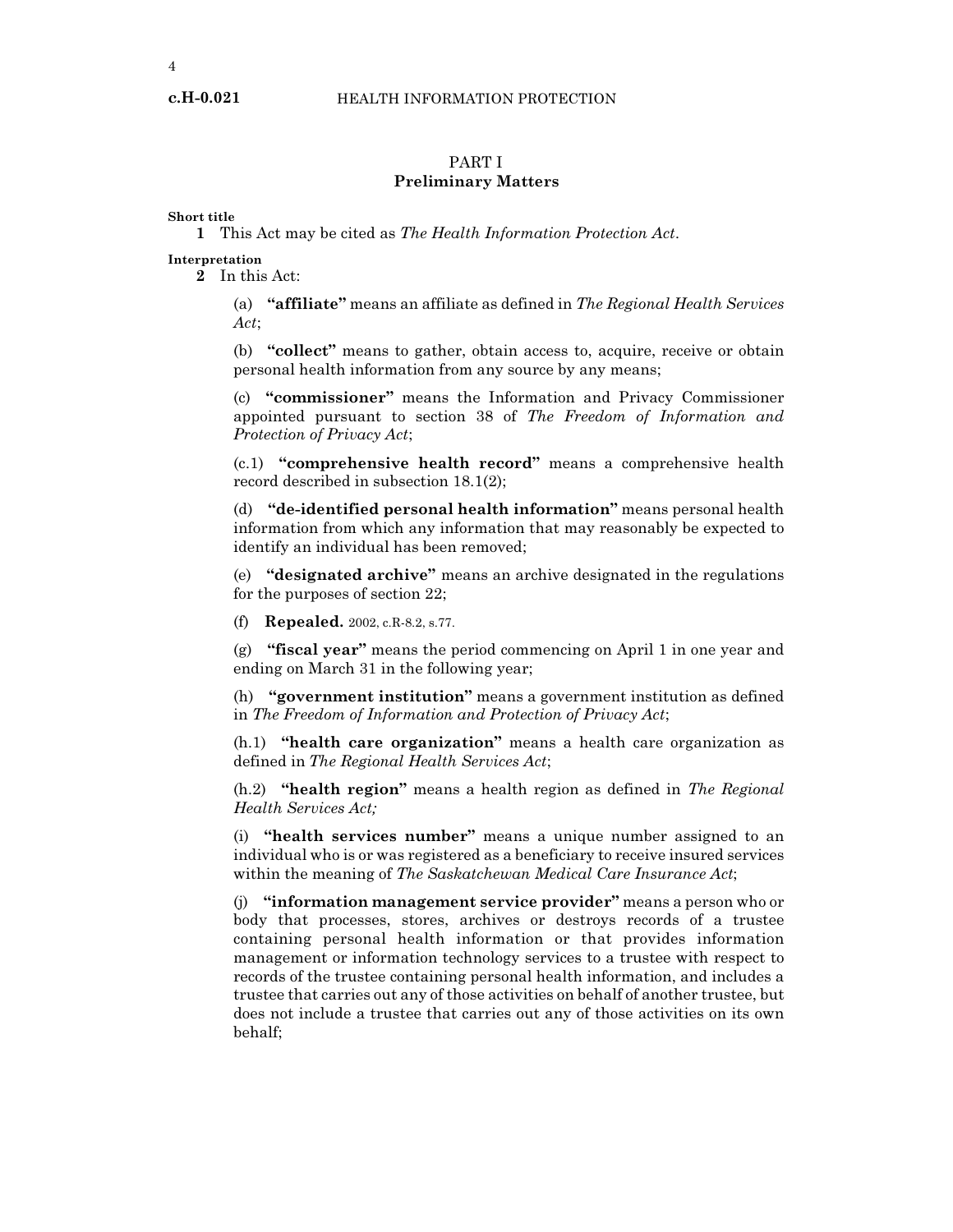## PART I
## Preliminary Matters

**Short title**

**1** This Act may be cited as *The Health Information Protection Act*.

**Interpretation**

**2** In this Act:

(a) **"affiliate"** means an affiliate as defined in *The Regional Health Services Act*;

(b) **"collect"** means to gather, obtain access to, acquire, receive or obtain personal health information from any source by any means;

(c) **"commissioner"** means the Information and Privacy Commissioner appointed pursuant to section 38 of *The Freedom of Information and Protection of Privacy Act*;

(c.1) **"comprehensive health record"** means a comprehensive health record described in subsection 18.1(2);

(d) **"de-identified personal health information"** means personal health information from which any information that may reasonably be expected to identify an individual has been removed;

(e) **"designated archive"** means an archive designated in the regulations for the purposes of section 22;

(f) **Repealed.** 2002, c.R-8.2, s.77.

(g) **"fiscal year"** means the period commencing on April 1 in one year and ending on March 31 in the following year;

(h) **"government institution"** means a government institution as defined in *The Freedom of Information and Protection of Privacy Act*;

(h.1) **"health care organization"** means a health care organization as defined in *The Regional Health Services Act*;

(h.2) **"health region"** means a health region as defined in *The Regional Health Services Act;*

(i) **"health services number"** means a unique number assigned to an individual who is or was registered as a beneficiary to receive insured services within the meaning of *The Saskatchewan Medical Care Insurance Act*;

(j) **"information management service provider"** means a person who or body that processes, stores, archives or destroys records of a trustee containing personal health information or that provides information management or information technology services to a trustee with respect to records of the trustee containing personal health information, and includes a trustee that carries out any of those activities on behalf of another trustee, but does not include a trustee that carries out any of those activities on its own behalf;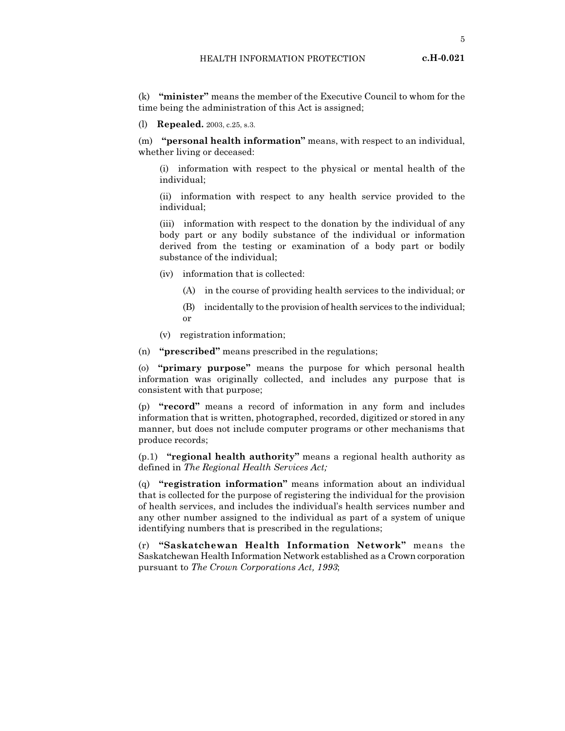(k) **"minister"** means the member of the Executive Council to whom for the time being the administration of this Act is assigned;

(l) **Repealed.** 2003, c.25, s.3.

(m) **"personal health information"** means, with respect to an individual, whether living or deceased:

(i) information with respect to the physical or mental health of the individual;

(ii) information with respect to any health service provided to the individual;

(iii) information with respect to the donation by the individual of any body part or any bodily substance of the individual or information derived from the testing or examination of a body part or bodily substance of the individual;

(iv) information that is collected:

(A) in the course of providing health services to the individual; or

(B) incidentally to the provision of health services to the individual; or

(v) registration information;

(n) **"prescribed"** means prescribed in the regulations;

(o) **"primary purpose"** means the purpose for which personal health information was originally collected, and includes any purpose that is consistent with that purpose;

(p) **"record"** means a record of information in any form and includes information that is written, photographed, recorded, digitized or stored in any manner, but does not include computer programs or other mechanisms that produce records;

(p.1) **"regional health authority"** means a regional health authority as defined in *The Regional Health Services Act;*

(q) **"registration information"** means information about an individual that is collected for the purpose of registering the individual for the provision of health services, and includes the individual's health services number and any other number assigned to the individual as part of a system of unique identifying numbers that is prescribed in the regulations;

(r) **"Saskatchewan Health Information Network"** means the Saskatchewan Health Information Network established as a Crown corporation pursuant to *The Crown Corporations Act, 1993*;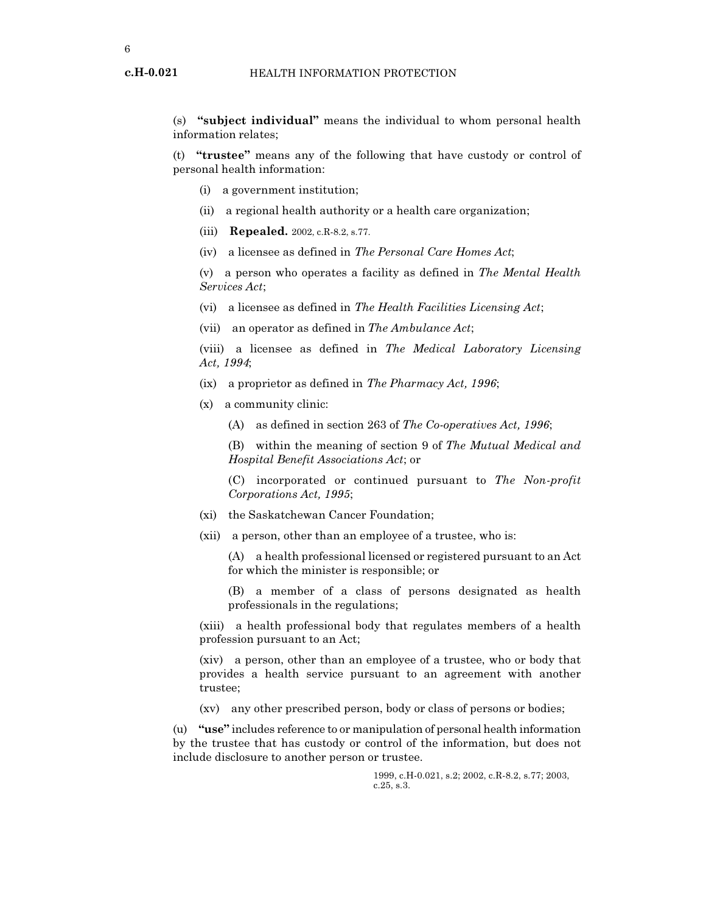(s) **"subject individual"** means the individual to whom personal health information relates;

(t) **"trustee"** means any of the following that have custody or control of personal health information:

(i) a government institution;

(ii) a regional health authority or a health care organization;

(iii) **Repealed.** 2002, c.R-8.2, s.77.

(iv) a licensee as defined in *The Personal Care Homes Act*;

(v) a person who operates a facility as defined in *The Mental Health Services Act*;

(vi) a licensee as defined in *The Health Facilities Licensing Act*;

(vii) an operator as defined in *The Ambulance Act*;

(viii) a licensee as defined in *The Medical Laboratory Licensing Act, 1994*;

(ix) a proprietor as defined in *The Pharmacy Act, 1996*;

(x) a community clinic:

(A) as defined in section 263 of *The Co-operatives Act, 1996*;

(B) within the meaning of section 9 of *The Mutual Medical and Hospital Benefit Associations Act*; or

(C) incorporated or continued pursuant to *The Non-profit Corporations Act, 1995*;

(xi) the Saskatchewan Cancer Foundation;

(xii) a person, other than an employee of a trustee, who is:

(A) a health professional licensed or registered pursuant to an Act for which the minister is responsible; or

(B) a member of a class of persons designated as health professionals in the regulations;

(xiii) a health professional body that regulates members of a health profession pursuant to an Act;

(xiv) a person, other than an employee of a trustee, who or body that provides a health service pursuant to an agreement with another trustee;

(xv) any other prescribed person, body or class of persons or bodies;

(u) **"use"** includes reference to or manipulation of personal health information by the trustee that has custody or control of the information, but does not include disclosure to another person or trustee.

1999, c.H-0.021, s.2; 2002, c.R-8.2, s.77; 2003, c.25, s.3.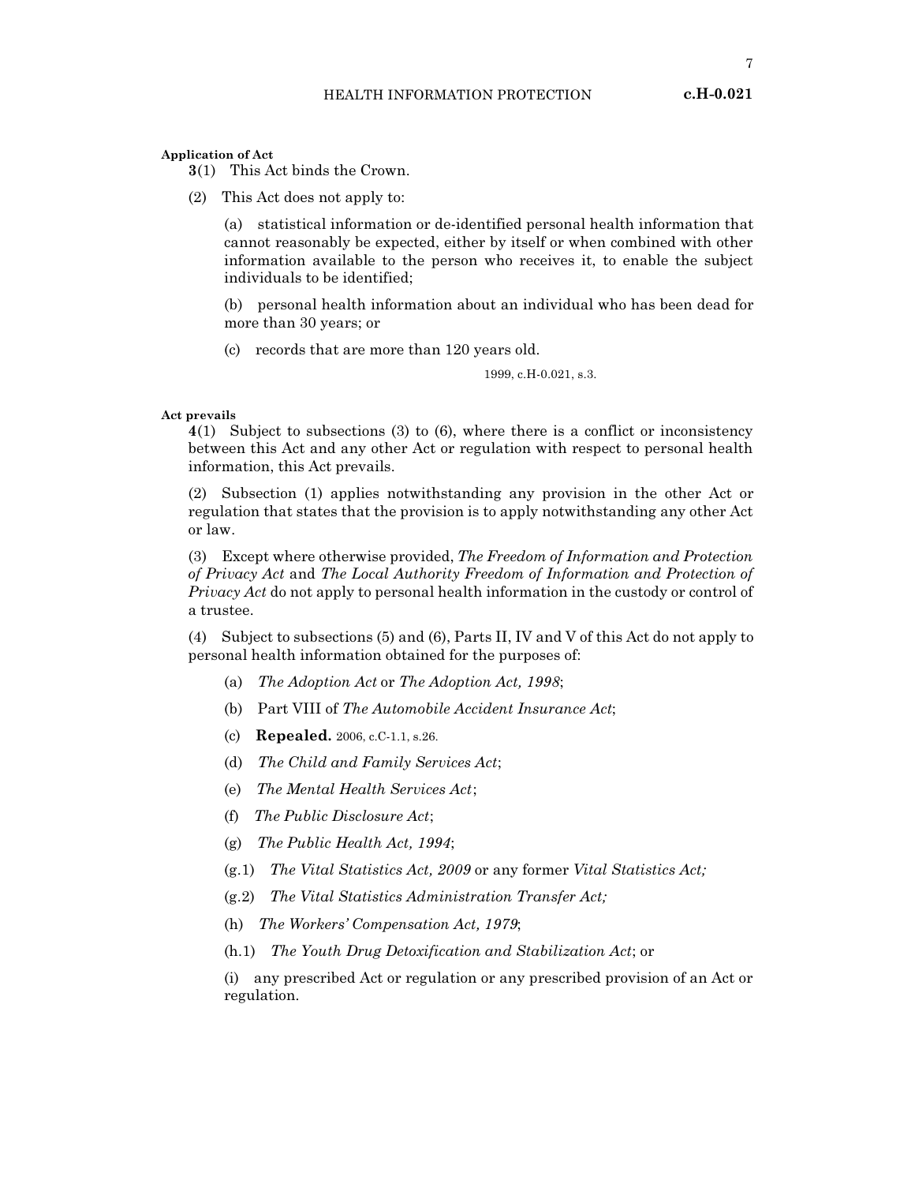**Application of Act**

**3**(1) This Act binds the Crown.

(2) This Act does not apply to:

(a) statistical information or de-identified personal health information that cannot reasonably be expected, either by itself or when combined with other information available to the person who receives it, to enable the subject individuals to be identified;

(b) personal health information about an individual who has been dead for more than 30 years; or

(c) records that are more than 120 years old.

1999, c.H-0.021, s.3.

**Act prevails**

**4**(1) Subject to subsections (3) to (6), where there is a conflict or inconsistency between this Act and any other Act or regulation with respect to personal health information, this Act prevails.

(2) Subsection (1) applies notwithstanding any provision in the other Act or regulation that states that the provision is to apply notwithstanding any other Act or law.

(3) Except where otherwise provided, *The Freedom of Information and Protection of Privacy Act* and *The Local Authority Freedom of Information and Protection of Privacy Act* do not apply to personal health information in the custody or control of a trustee.

(4) Subject to subsections (5) and (6), Parts II, IV and V of this Act do not apply to personal health information obtained for the purposes of:

(a) *The Adoption Act* or *The Adoption Act, 1998*;

(b) Part VIII of *The Automobile Accident Insurance Act*;

(c) **Repealed.** 2006, c.C-1.1, s.26.

(d) *The Child and Family Services Act*;

(e) *The Mental Health Services Act*;

(f) *The Public Disclosure Act*;

(g) *The Public Health Act, 1994*;

(g.1) *The Vital Statistics Act, 2009* or any former *Vital Statistics Act;*

(g.2) *The Vital Statistics Administration Transfer Act;*

(h) *The Workers' Compensation Act, 1979*;

(h.1) *The Youth Drug Detoxification and Stabilization Act*; or

(i) any prescribed Act or regulation or any prescribed provision of an Act or regulation.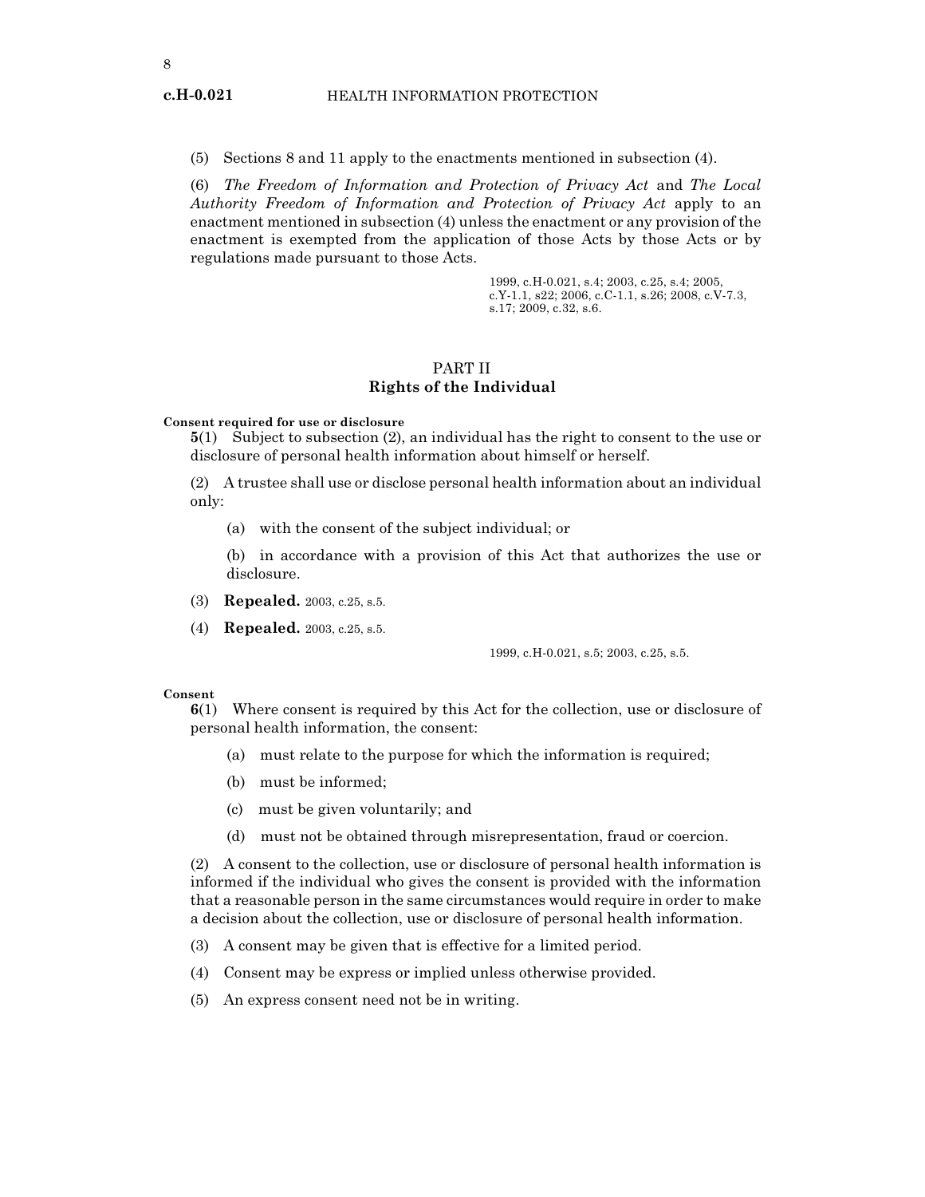(5) Sections 8 and 11 apply to the enactments mentioned in subsection (4).

(6) *The Freedom of Information and Protection of Privacy Act* and *The Local Authority Freedom of Information and Protection of Privacy Act* apply to an enactment mentioned in subsection (4) unless the enactment or any provision of the enactment is exempted from the application of those Acts by those Acts or by regulations made pursuant to those Acts.

1999, c.H-0.021, s.4; 2003, c.25, s.4; 2005, c.Y-1.1, s22; 2006, c.C-1.1, s.26; 2008, c.V-7.3, s.17; 2009, c.32, s.6.

## PART II
## Rights of the Individual

**Consent required for use or disclosure**

**5**(1) Subject to subsection (2), an individual has the right to consent to the use or disclosure of personal health information about himself or herself.

(2) A trustee shall use or disclose personal health information about an individual only:

(a) with the consent of the subject individual; or

(b) in accordance with a provision of this Act that authorizes the use or disclosure.

(3) **Repealed.** 2003, c.25, s.5.

(4) **Repealed.** 2003, c.25, s.5.

1999, c.H-0.021, s.5; 2003, c.25, s.5.

**Consent**

**6**(1) Where consent is required by this Act for the collection, use or disclosure of personal health information, the consent:

(a) must relate to the purpose for which the information is required;

(b) must be informed;

(c) must be given voluntarily; and

(d) must not be obtained through misrepresentation, fraud or coercion.

(2) A consent to the collection, use or disclosure of personal health information is informed if the individual who gives the consent is provided with the information that a reasonable person in the same circumstances would require in order to make a decision about the collection, use or disclosure of personal health information.

(3) A consent may be given that is effective for a limited period.

(4) Consent may be express or implied unless otherwise provided.

(5) An express consent need not be in writing.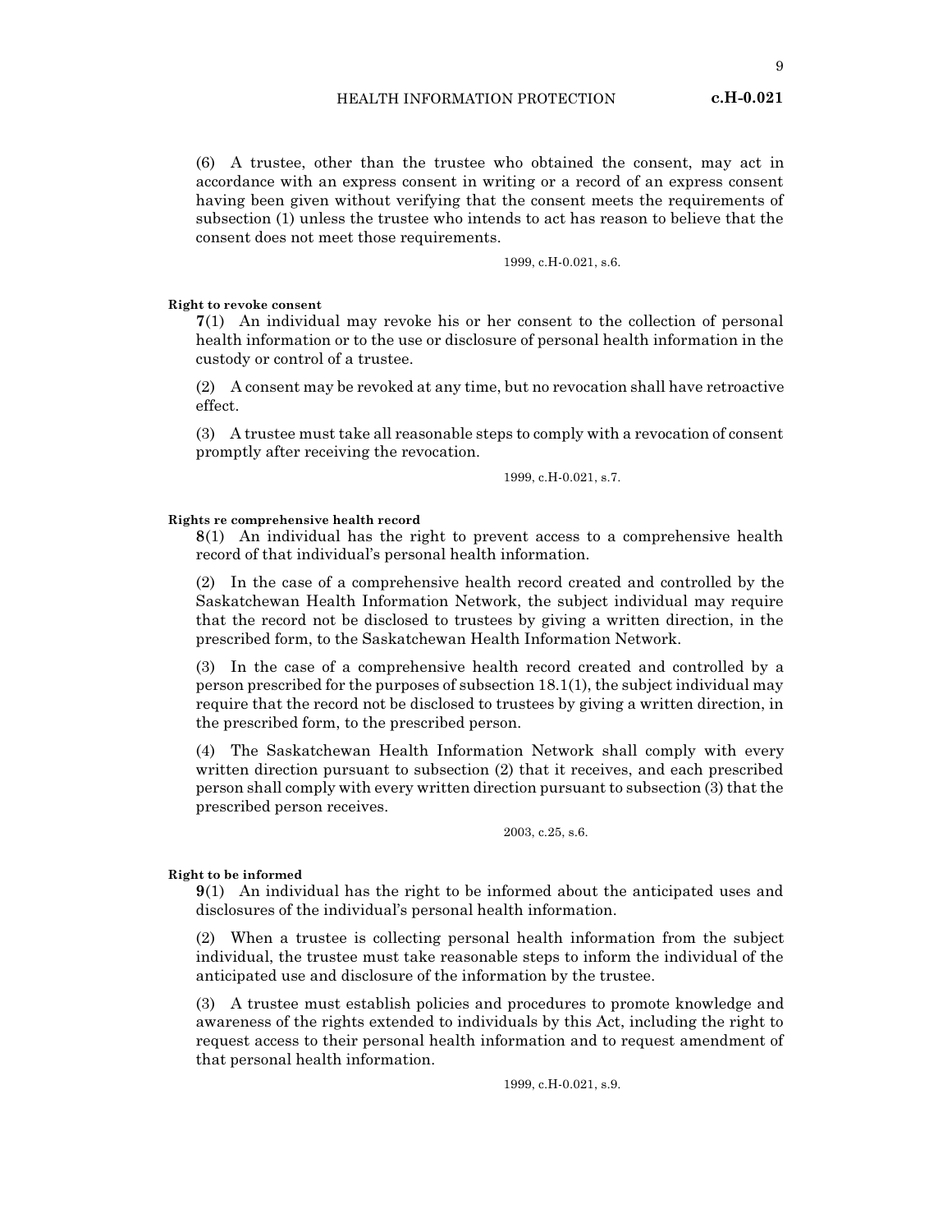(6) A trustee, other than the trustee who obtained the consent, may act in accordance with an express consent in writing or a record of an express consent having been given without verifying that the consent meets the requirements of subsection (1) unless the trustee who intends to act has reason to believe that the consent does not meet those requirements.

1999, c.H-0.021, s.6.

**Right to revoke consent**

**7**(1) An individual may revoke his or her consent to the collection of personal health information or to the use or disclosure of personal health information in the custody or control of a trustee.

(2) A consent may be revoked at any time, but no revocation shall have retroactive effect.

(3) A trustee must take all reasonable steps to comply with a revocation of consent promptly after receiving the revocation.

1999, c.H-0.021, s.7.

**Rights re comprehensive health record**

**8**(1) An individual has the right to prevent access to a comprehensive health record of that individual's personal health information.

(2) In the case of a comprehensive health record created and controlled by the Saskatchewan Health Information Network, the subject individual may require that the record not be disclosed to trustees by giving a written direction, in the prescribed form, to the Saskatchewan Health Information Network.

(3) In the case of a comprehensive health record created and controlled by a person prescribed for the purposes of subsection 18.1(1), the subject individual may require that the record not be disclosed to trustees by giving a written direction, in the prescribed form, to the prescribed person.

(4) The Saskatchewan Health Information Network shall comply with every written direction pursuant to subsection (2) that it receives, and each prescribed person shall comply with every written direction pursuant to subsection (3) that the prescribed person receives.

2003, c.25, s.6.

**Right to be informed**

**9**(1) An individual has the right to be informed about the anticipated uses and disclosures of the individual's personal health information.

(2) When a trustee is collecting personal health information from the subject individual, the trustee must take reasonable steps to inform the individual of the anticipated use and disclosure of the information by the trustee.

(3) A trustee must establish policies and procedures to promote knowledge and awareness of the rights extended to individuals by this Act, including the right to request access to their personal health information and to request amendment of that personal health information.

1999, c.H-0.021, s.9.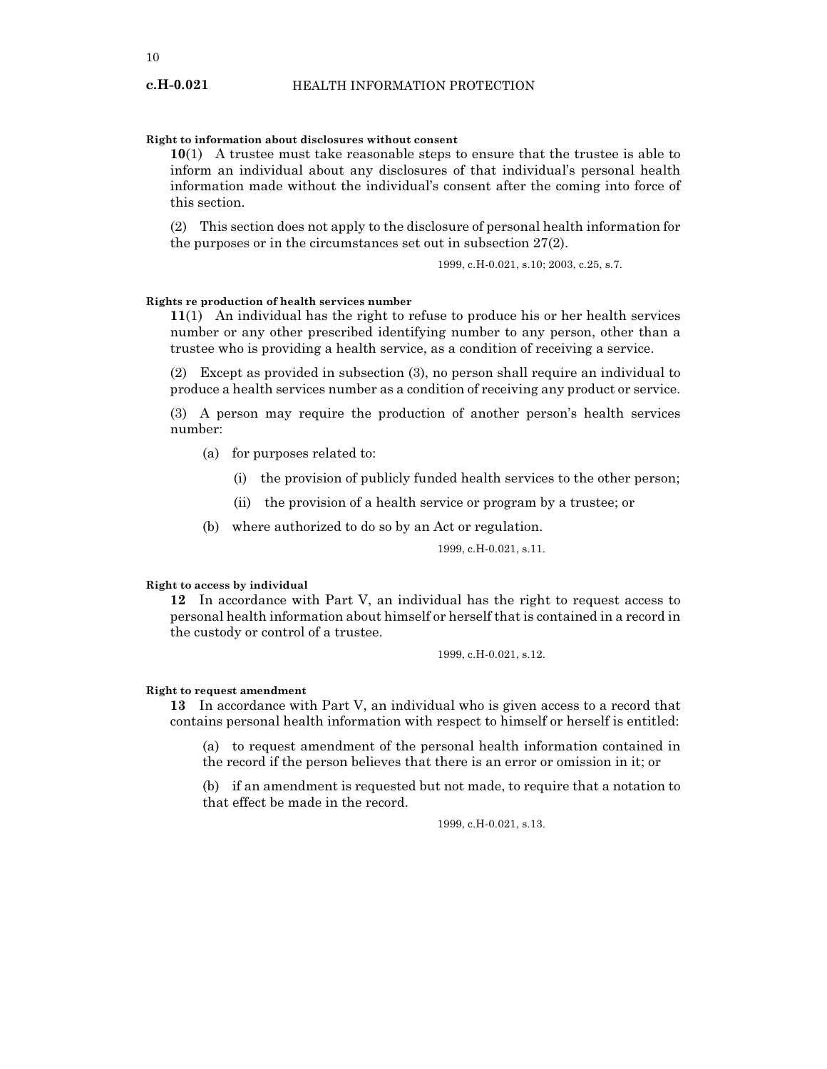**Right to information about disclosures without consent**

**10**(1) A trustee must take reasonable steps to ensure that the trustee is able to inform an individual about any disclosures of that individual's personal health information made without the individual's consent after the coming into force of this section.

(2) This section does not apply to the disclosure of personal health information for the purposes or in the circumstances set out in subsection 27(2).

1999, c.H-0.021, s.10; 2003, c.25, s.7.

**Rights re production of health services number**

**11**(1) An individual has the right to refuse to produce his or her health services number or any other prescribed identifying number to any person, other than a trustee who is providing a health service, as a condition of receiving a service.

(2) Except as provided in subsection (3), no person shall require an individual to produce a health services number as a condition of receiving any product or service.

(3) A person may require the production of another person's health services number:

(a) for purposes related to:

(i) the provision of publicly funded health services to the other person;

(ii) the provision of a health service or program by a trustee; or

(b) where authorized to do so by an Act or regulation.

1999, c.H-0.021, s.11.

**Right to access by individual**

**12** In accordance with Part V, an individual has the right to request access to personal health information about himself or herself that is contained in a record in the custody or control of a trustee.

1999, c.H-0.021, s.12.

**Right to request amendment**

**13** In accordance with Part V, an individual who is given access to a record that contains personal health information with respect to himself or herself is entitled:

(a) to request amendment of the personal health information contained in the record if the person believes that there is an error or omission in it; or

(b) if an amendment is requested but not made, to require that a notation to that effect be made in the record.

1999, c.H-0.021, s.13.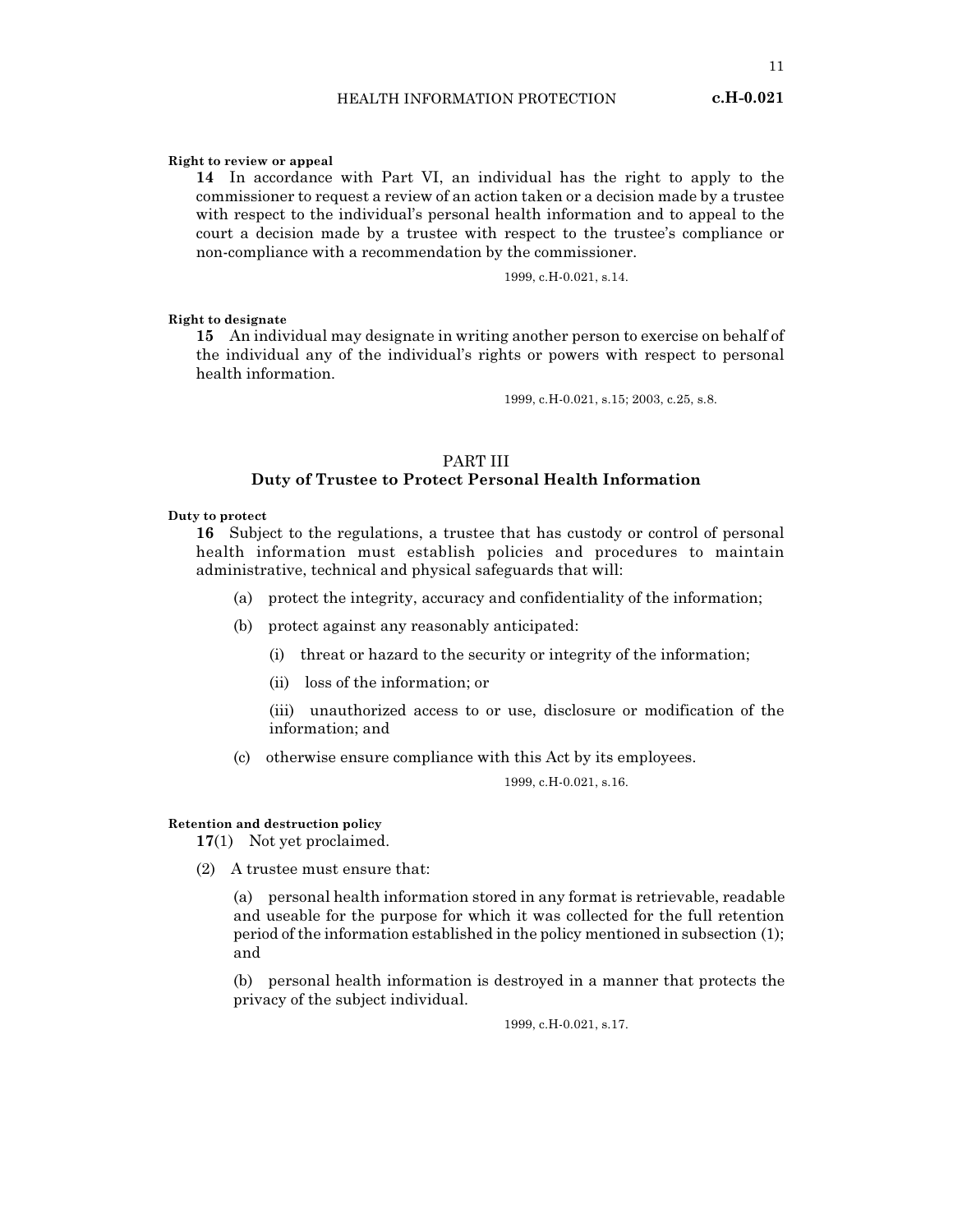**Right to review or appeal**

**14** In accordance with Part VI, an individual has the right to apply to the commissioner to request a review of an action taken or a decision made by a trustee with respect to the individual's personal health information and to appeal to the court a decision made by a trustee with respect to the trustee's compliance or non-compliance with a recommendation by the commissioner.

1999, c.H-0.021, s.14.

**Right to designate**

**15** An individual may designate in writing another person to exercise on behalf of the individual any of the individual's rights or powers with respect to personal health information.

1999, c.H-0.021, s.15; 2003, c.25, s.8.

## PART III
## Duty of Trustee to Protect Personal Health Information

**Duty to protect**

**16** Subject to the regulations, a trustee that has custody or control of personal health information must establish policies and procedures to maintain administrative, technical and physical safeguards that will:

(a) protect the integrity, accuracy and confidentiality of the information;

(b) protect against any reasonably anticipated:

(i) threat or hazard to the security or integrity of the information;

(ii) loss of the information; or

(iii) unauthorized access to or use, disclosure or modification of the information; and

(c) otherwise ensure compliance with this Act by its employees.

1999, c.H-0.021, s.16.

**Retention and destruction policy**

**17**(1) Not yet proclaimed.

(2) A trustee must ensure that:

(a) personal health information stored in any format is retrievable, readable and useable for the purpose for which it was collected for the full retention period of the information established in the policy mentioned in subsection (1); and

(b) personal health information is destroyed in a manner that protects the privacy of the subject individual.

1999, c.H-0.021, s.17.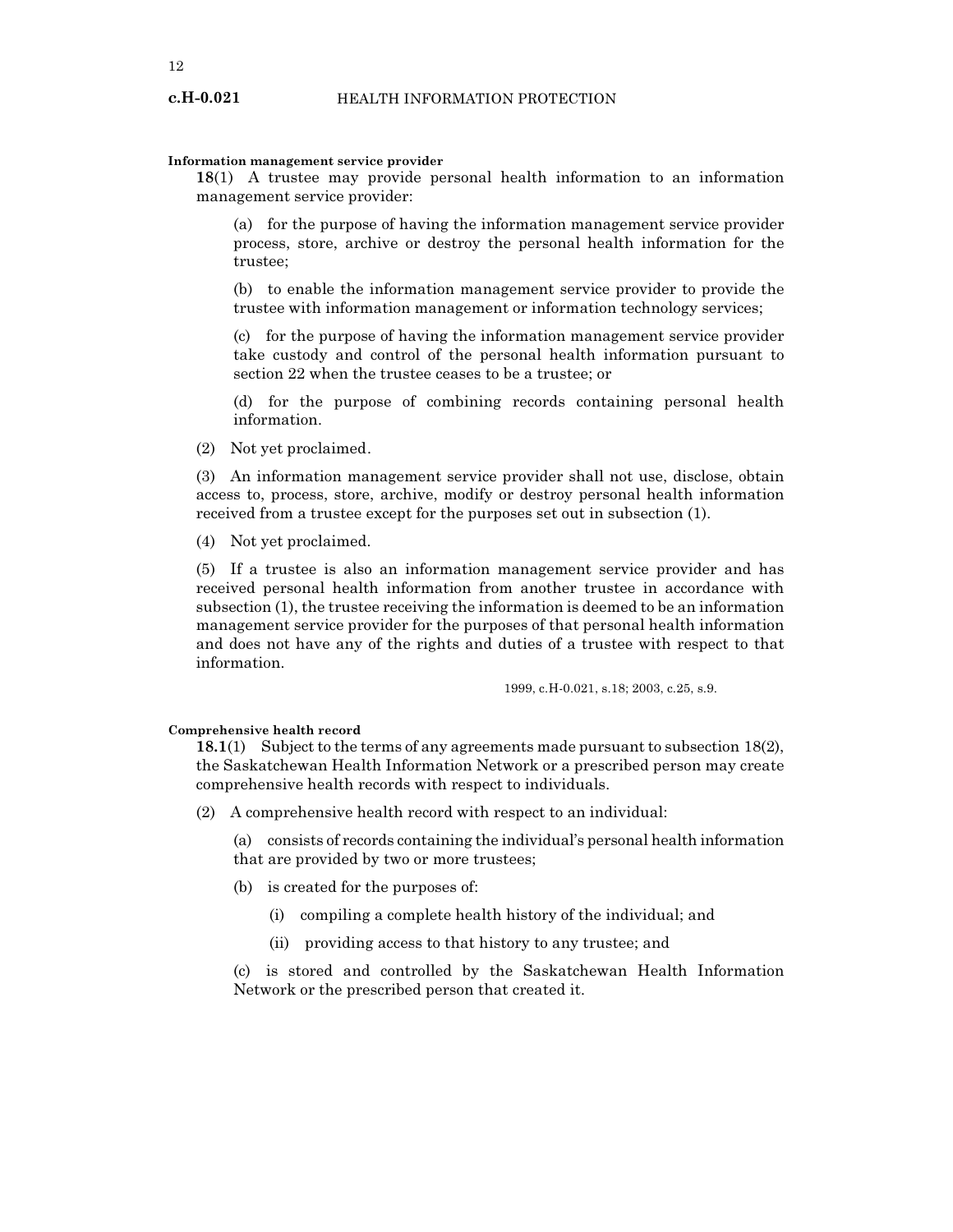**Information management service provider**

**18**(1) A trustee may provide personal health information to an information management service provider:

(a) for the purpose of having the information management service provider process, store, archive or destroy the personal health information for the trustee;

(b) to enable the information management service provider to provide the trustee with information management or information technology services;

(c) for the purpose of having the information management service provider take custody and control of the personal health information pursuant to section 22 when the trustee ceases to be a trustee; or

(d) for the purpose of combining records containing personal health information.

(2) Not yet proclaimed.

(3) An information management service provider shall not use, disclose, obtain access to, process, store, archive, modify or destroy personal health information received from a trustee except for the purposes set out in subsection (1).

(4) Not yet proclaimed.

(5) If a trustee is also an information management service provider and has received personal health information from another trustee in accordance with subsection (1), the trustee receiving the information is deemed to be an information management service provider for the purposes of that personal health information and does not have any of the rights and duties of a trustee with respect to that information.

1999, c.H-0.021, s.18; 2003, c.25, s.9.

**Comprehensive health record**

**18.1**(1) Subject to the terms of any agreements made pursuant to subsection 18(2), the Saskatchewan Health Information Network or a prescribed person may create comprehensive health records with respect to individuals.

(2) A comprehensive health record with respect to an individual:

(a) consists of records containing the individual's personal health information that are provided by two or more trustees;

(b) is created for the purposes of:

(i) compiling a complete health history of the individual; and

(ii) providing access to that history to any trustee; and

(c) is stored and controlled by the Saskatchewan Health Information Network or the prescribed person that created it.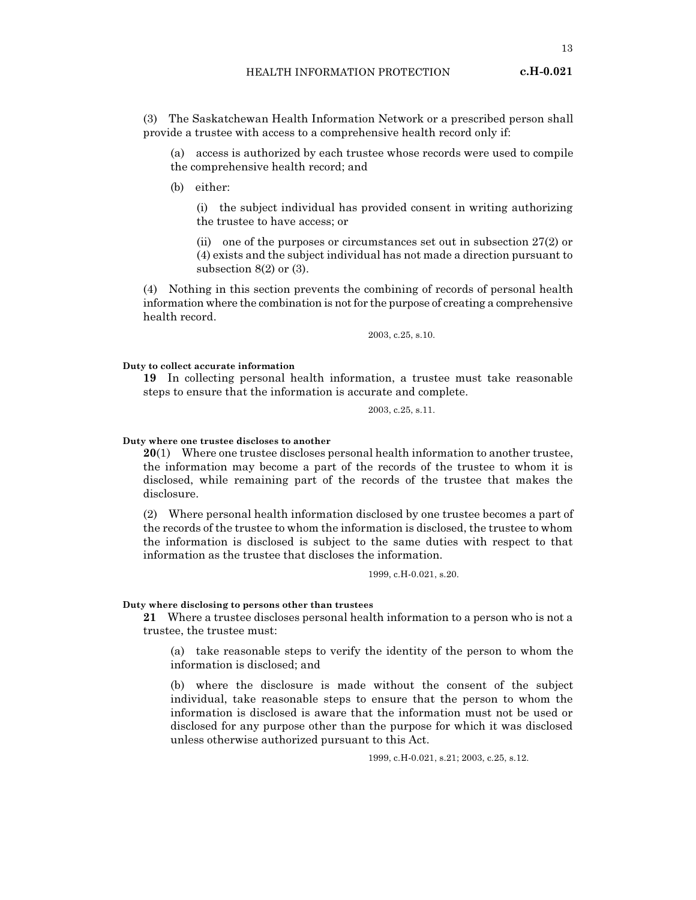(3) The Saskatchewan Health Information Network or a prescribed person shall provide a trustee with access to a comprehensive health record only if:

(a) access is authorized by each trustee whose records were used to compile the comprehensive health record; and

(b) either:

(i) the subject individual has provided consent in writing authorizing the trustee to have access; or

(ii) one of the purposes or circumstances set out in subsection 27(2) or (4) exists and the subject individual has not made a direction pursuant to subsection 8(2) or (3).

(4) Nothing in this section prevents the combining of records of personal health information where the combination is not for the purpose of creating a comprehensive health record.

2003, c.25, s.10.

**Duty to collect accurate information**

**19** In collecting personal health information, a trustee must take reasonable steps to ensure that the information is accurate and complete.

2003, c.25, s.11.

**Duty where one trustee discloses to another**

**20**(1) Where one trustee discloses personal health information to another trustee, the information may become a part of the records of the trustee to whom it is disclosed, while remaining part of the records of the trustee that makes the disclosure.

(2) Where personal health information disclosed by one trustee becomes a part of the records of the trustee to whom the information is disclosed, the trustee to whom the information is disclosed is subject to the same duties with respect to that information as the trustee that discloses the information.

1999, c.H-0.021, s.20.

**Duty where disclosing to persons other than trustees**

**21** Where a trustee discloses personal health information to a person who is not a trustee, the trustee must:

(a) take reasonable steps to verify the identity of the person to whom the information is disclosed; and

(b) where the disclosure is made without the consent of the subject individual, take reasonable steps to ensure that the person to whom the information is disclosed is aware that the information must not be used or disclosed for any purpose other than the purpose for which it was disclosed unless otherwise authorized pursuant to this Act.

1999, c.H-0.021, s.21; 2003, c.25, s.12.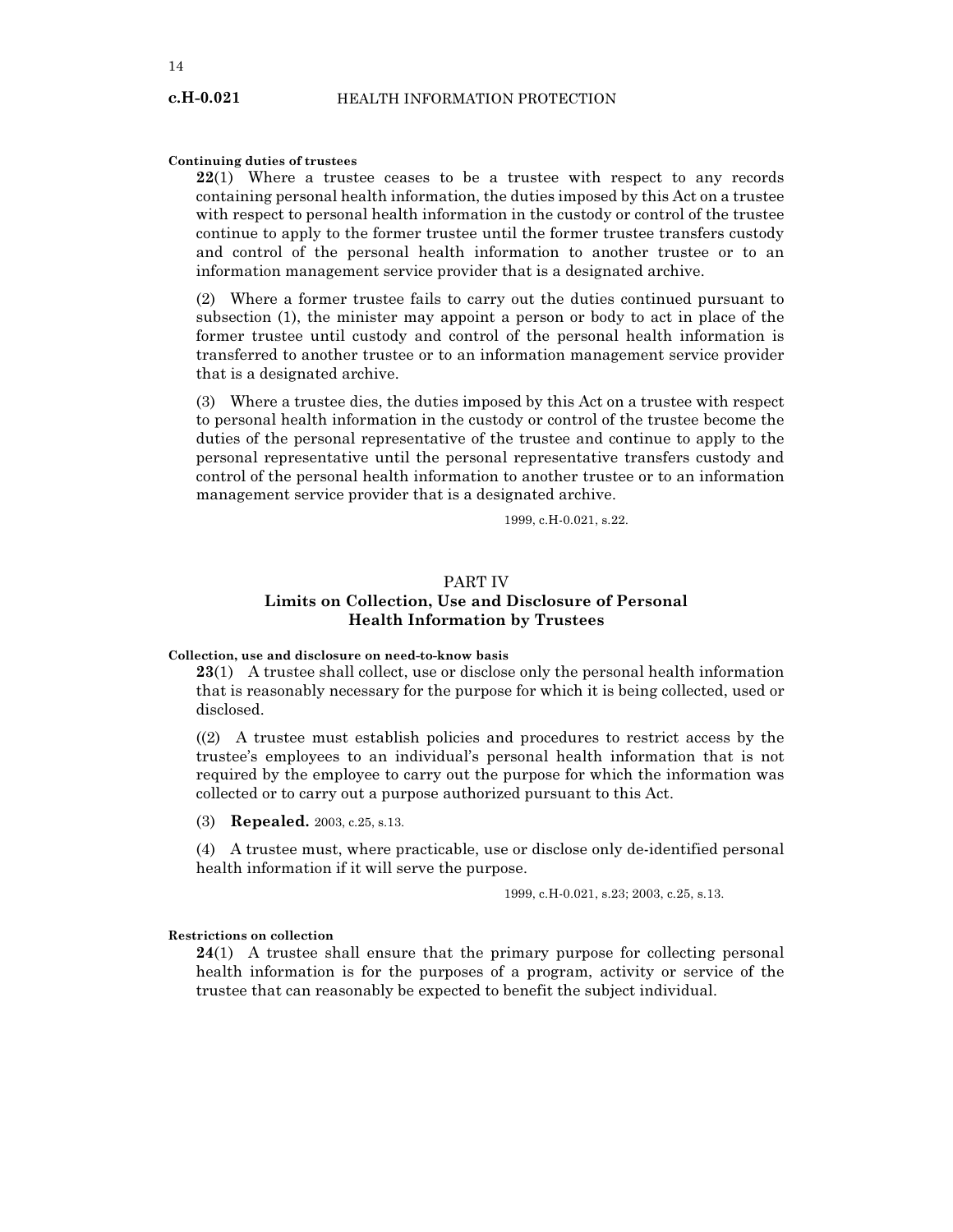**Continuing duties of trustees**

**22**(1) Where a trustee ceases to be a trustee with respect to any records containing personal health information, the duties imposed by this Act on a trustee with respect to personal health information in the custody or control of the trustee continue to apply to the former trustee until the former trustee transfers custody and control of the personal health information to another trustee or to an information management service provider that is a designated archive.

(2) Where a former trustee fails to carry out the duties continued pursuant to subsection (1), the minister may appoint a person or body to act in place of the former trustee until custody and control of the personal health information is transferred to another trustee or to an information management service provider that is a designated archive.

(3) Where a trustee dies, the duties imposed by this Act on a trustee with respect to personal health information in the custody or control of the trustee become the duties of the personal representative of the trustee and continue to apply to the personal representative until the personal representative transfers custody and control of the personal health information to another trustee or to an information management service provider that is a designated archive.

1999, c.H-0.021, s.22.

## PART IV
## Limits on Collection, Use and Disclosure of Personal Health Information by Trustees

**Collection, use and disclosure on need-to-know basis**

**23**(1) A trustee shall collect, use or disclose only the personal health information that is reasonably necessary for the purpose for which it is being collected, used or disclosed.

((2) A trustee must establish policies and procedures to restrict access by the trustee's employees to an individual's personal health information that is not required by the employee to carry out the purpose for which the information was collected or to carry out a purpose authorized pursuant to this Act.

(3) **Repealed.** 2003, c.25, s.13.

(4) A trustee must, where practicable, use or disclose only de-identified personal health information if it will serve the purpose.

1999, c.H-0.021, s.23; 2003, c.25, s.13.

**Restrictions on collection**

**24**(1) A trustee shall ensure that the primary purpose for collecting personal health information is for the purposes of a program, activity or service of the trustee that can reasonably be expected to benefit the subject individual.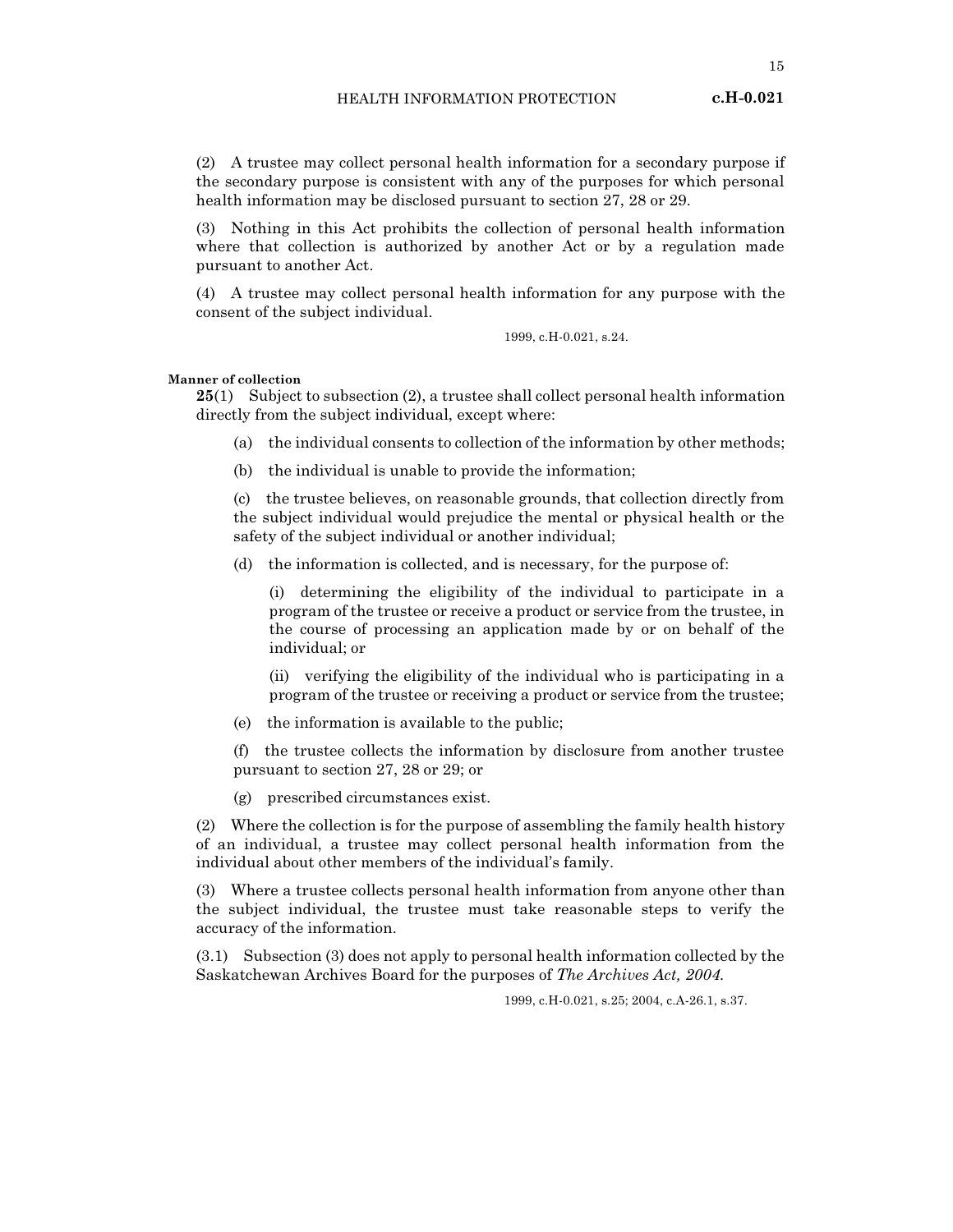(2) A trustee may collect personal health information for a secondary purpose if the secondary purpose is consistent with any of the purposes for which personal health information may be disclosed pursuant to section 27, 28 or 29.

(3) Nothing in this Act prohibits the collection of personal health information where that collection is authorized by another Act or by a regulation made pursuant to another Act.

(4) A trustee may collect personal health information for any purpose with the consent of the subject individual.

1999, c.H-0.021, s.24.

**Manner of collection**

**25**(1) Subject to subsection (2), a trustee shall collect personal health information directly from the subject individual, except where:

(a) the individual consents to collection of the information by other methods;

(b) the individual is unable to provide the information;

(c) the trustee believes, on reasonable grounds, that collection directly from the subject individual would prejudice the mental or physical health or the safety of the subject individual or another individual;

(d) the information is collected, and is necessary, for the purpose of:

(i) determining the eligibility of the individual to participate in a program of the trustee or receive a product or service from the trustee, in the course of processing an application made by or on behalf of the individual; or

(ii) verifying the eligibility of the individual who is participating in a program of the trustee or receiving a product or service from the trustee;

(e) the information is available to the public;

(f) the trustee collects the information by disclosure from another trustee pursuant to section 27, 28 or 29; or

(g) prescribed circumstances exist.

(2) Where the collection is for the purpose of assembling the family health history of an individual, a trustee may collect personal health information from the individual about other members of the individual's family.

(3) Where a trustee collects personal health information from anyone other than the subject individual, the trustee must take reasonable steps to verify the accuracy of the information.

(3.1) Subsection (3) does not apply to personal health information collected by the Saskatchewan Archives Board for the purposes of *The Archives Act, 2004*.

1999, c.H-0.021, s.25; 2004, c.A-26.1, s.37.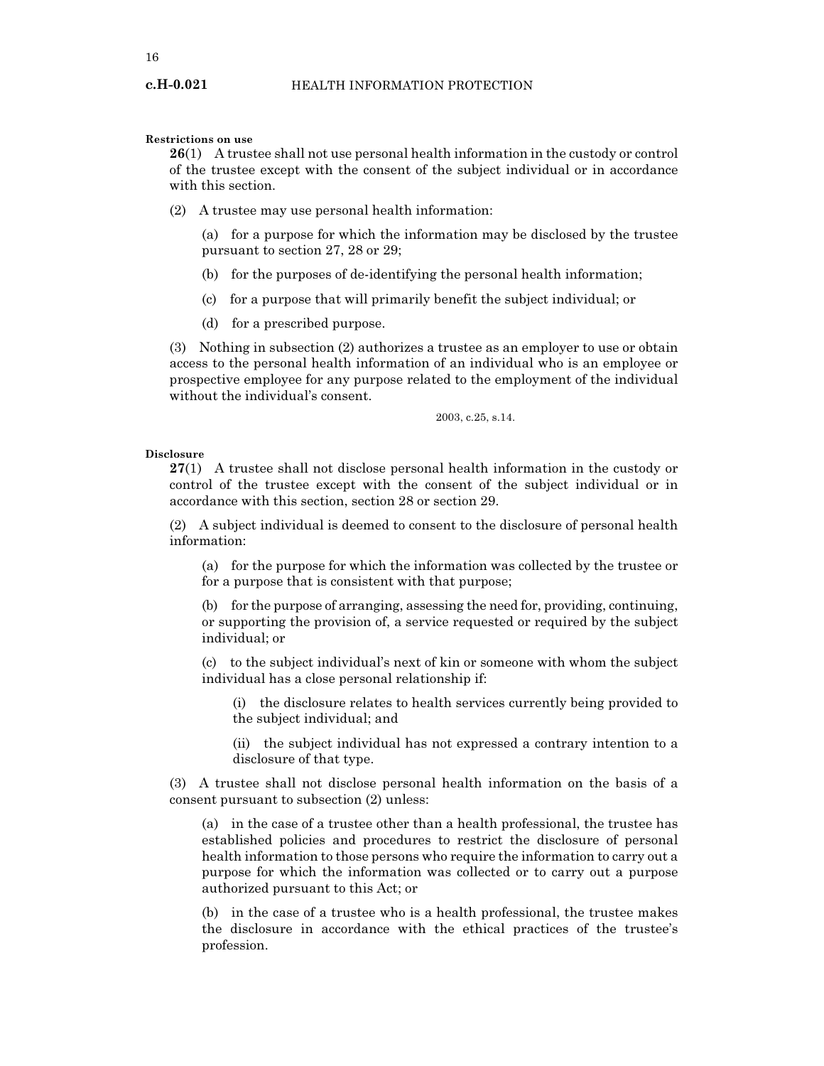**Restrictions on use**

**26**(1) A trustee shall not use personal health information in the custody or control of the trustee except with the consent of the subject individual or in accordance with this section.

(2) A trustee may use personal health information:

(a) for a purpose for which the information may be disclosed by the trustee pursuant to section 27, 28 or 29;

(b) for the purposes of de-identifying the personal health information;

(c) for a purpose that will primarily benefit the subject individual; or

(d) for a prescribed purpose.

(3) Nothing in subsection (2) authorizes a trustee as an employer to use or obtain access to the personal health information of an individual who is an employee or prospective employee for any purpose related to the employment of the individual without the individual's consent.

2003, c.25, s.14.

**Disclosure**

**27**(1) A trustee shall not disclose personal health information in the custody or control of the trustee except with the consent of the subject individual or in accordance with this section, section 28 or section 29.

(2) A subject individual is deemed to consent to the disclosure of personal health information:

(a) for the purpose for which the information was collected by the trustee or for a purpose that is consistent with that purpose;

(b) for the purpose of arranging, assessing the need for, providing, continuing, or supporting the provision of, a service requested or required by the subject individual; or

(c) to the subject individual's next of kin or someone with whom the subject individual has a close personal relationship if:

(i) the disclosure relates to health services currently being provided to the subject individual; and

(ii) the subject individual has not expressed a contrary intention to a disclosure of that type.

(3) A trustee shall not disclose personal health information on the basis of a consent pursuant to subsection (2) unless:

(a) in the case of a trustee other than a health professional, the trustee has established policies and procedures to restrict the disclosure of personal health information to those persons who require the information to carry out a purpose for which the information was collected or to carry out a purpose authorized pursuant to this Act; or

(b) in the case of a trustee who is a health professional, the trustee makes the disclosure in accordance with the ethical practices of the trustee's profession.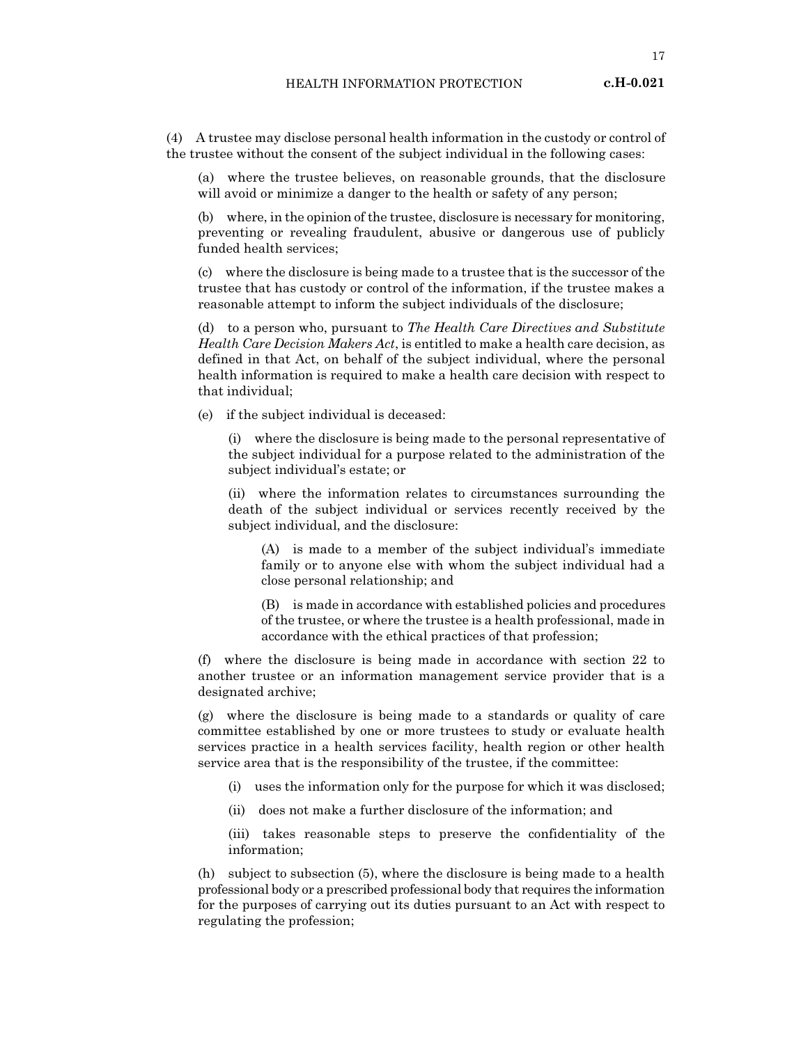(4) A trustee may disclose personal health information in the custody or control of the trustee without the consent of the subject individual in the following cases:

(a) where the trustee believes, on reasonable grounds, that the disclosure will avoid or minimize a danger to the health or safety of any person;

(b) where, in the opinion of the trustee, disclosure is necessary for monitoring, preventing or revealing fraudulent, abusive or dangerous use of publicly funded health services;

(c) where the disclosure is being made to a trustee that is the successor of the trustee that has custody or control of the information, if the trustee makes a reasonable attempt to inform the subject individuals of the disclosure;

(d) to a person who, pursuant to *The Health Care Directives and Substitute Health Care Decision Makers Act*, is entitled to make a health care decision, as defined in that Act, on behalf of the subject individual, where the personal health information is required to make a health care decision with respect to that individual;

(e) if the subject individual is deceased:

(i) where the disclosure is being made to the personal representative of the subject individual for a purpose related to the administration of the subject individual's estate; or

(ii) where the information relates to circumstances surrounding the death of the subject individual or services recently received by the subject individual, and the disclosure:

(A) is made to a member of the subject individual's immediate family or to anyone else with whom the subject individual had a close personal relationship; and

(B) is made in accordance with established policies and procedures of the trustee, or where the trustee is a health professional, made in accordance with the ethical practices of that profession;

(f) where the disclosure is being made in accordance with section 22 to another trustee or an information management service provider that is a designated archive;

(g) where the disclosure is being made to a standards or quality of care committee established by one or more trustees to study or evaluate health services practice in a health services facility, health region or other health service area that is the responsibility of the trustee, if the committee:

(i) uses the information only for the purpose for which it was disclosed;

(ii) does not make a further disclosure of the information; and

(iii) takes reasonable steps to preserve the confidentiality of the information;

(h) subject to subsection (5), where the disclosure is being made to a health professional body or a prescribed professional body that requires the information for the purposes of carrying out its duties pursuant to an Act with respect to regulating the profession;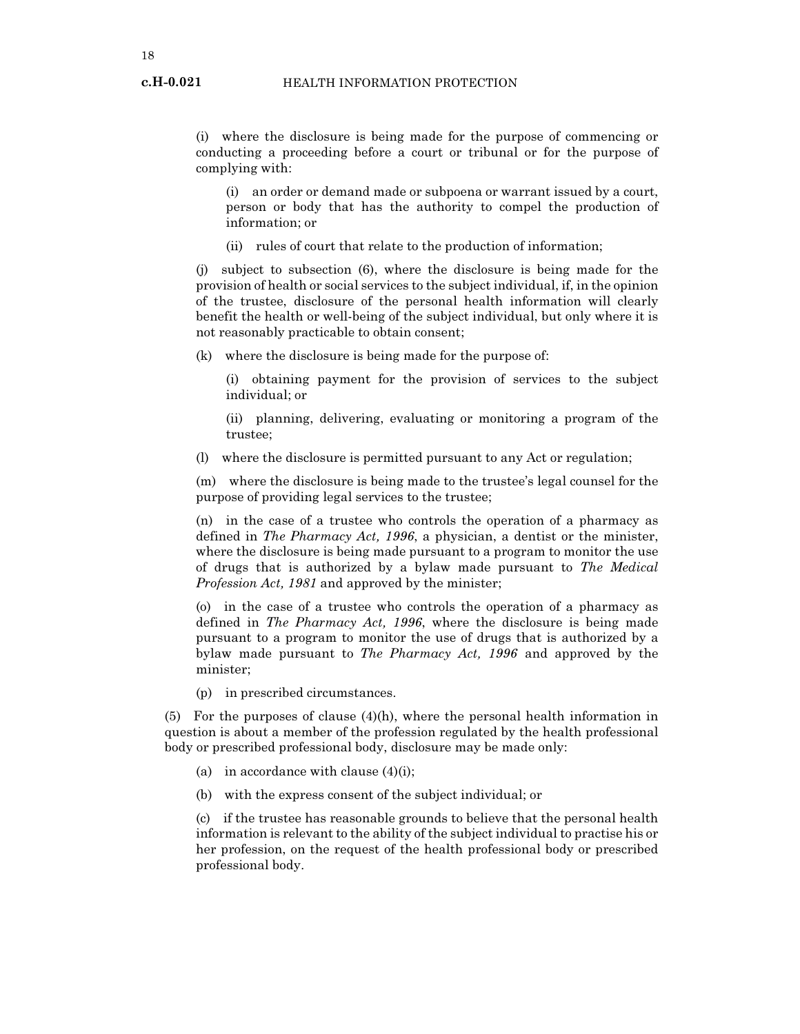(i) where the disclosure is being made for the purpose of commencing or conducting a proceeding before a court or tribunal or for the purpose of complying with:

(i) an order or demand made or subpoena or warrant issued by a court, person or body that has the authority to compel the production of information; or

(ii) rules of court that relate to the production of information;

(j) subject to subsection (6), where the disclosure is being made for the provision of health or social services to the subject individual, if, in the opinion of the trustee, disclosure of the personal health information will clearly benefit the health or well-being of the subject individual, but only where it is not reasonably practicable to obtain consent;

(k) where the disclosure is being made for the purpose of:

(i) obtaining payment for the provision of services to the subject individual; or

(ii) planning, delivering, evaluating or monitoring a program of the trustee;

(l) where the disclosure is permitted pursuant to any Act or regulation;

(m) where the disclosure is being made to the trustee's legal counsel for the purpose of providing legal services to the trustee;

(n) in the case of a trustee who controls the operation of a pharmacy as defined in *The Pharmacy Act, 1996*, a physician, a dentist or the minister, where the disclosure is being made pursuant to a program to monitor the use of drugs that is authorized by a bylaw made pursuant to *The Medical Profession Act, 1981* and approved by the minister;

(o) in the case of a trustee who controls the operation of a pharmacy as defined in *The Pharmacy Act, 1996*, where the disclosure is being made pursuant to a program to monitor the use of drugs that is authorized by a bylaw made pursuant to *The Pharmacy Act, 1996* and approved by the minister;

(p) in prescribed circumstances.

(5) For the purposes of clause (4)(h), where the personal health information in question is about a member of the profession regulated by the health professional body or prescribed professional body, disclosure may be made only:

(a) in accordance with clause (4)(i);

(b) with the express consent of the subject individual; or

(c) if the trustee has reasonable grounds to believe that the personal health information is relevant to the ability of the subject individual to practise his or her profession, on the request of the health professional body or prescribed professional body.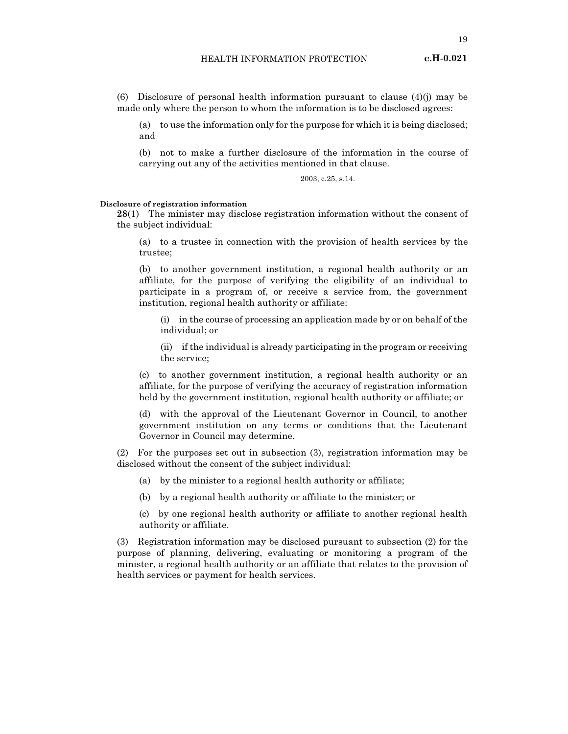(6) Disclosure of personal health information pursuant to clause (4)(j) may be made only where the person to whom the information is to be disclosed agrees:

(a) to use the information only for the purpose for which it is being disclosed; and

(b) not to make a further disclosure of the information in the course of carrying out any of the activities mentioned in that clause.

2003, c.25, s.14.

**Disclosure of registration information**

**28**(1) The minister may disclose registration information without the consent of the subject individual:

(a) to a trustee in connection with the provision of health services by the trustee;

(b) to another government institution, a regional health authority or an affiliate, for the purpose of verifying the eligibility of an individual to participate in a program of, or receive a service from, the government institution, regional health authority or affiliate:

(i) in the course of processing an application made by or on behalf of the individual; or

(ii) if the individual is already participating in the program or receiving the service;

(c) to another government institution, a regional health authority or an affiliate, for the purpose of verifying the accuracy of registration information held by the government institution, regional health authority or affiliate; or

(d) with the approval of the Lieutenant Governor in Council, to another government institution on any terms or conditions that the Lieutenant Governor in Council may determine.

(2) For the purposes set out in subsection (3), registration information may be disclosed without the consent of the subject individual:

(a) by the minister to a regional health authority or affiliate;

(b) by a regional health authority or affiliate to the minister; or

(c) by one regional health authority or affiliate to another regional health authority or affiliate.

(3) Registration information may be disclosed pursuant to subsection (2) for the purpose of planning, delivering, evaluating or monitoring a program of the minister, a regional health authority or an affiliate that relates to the provision of health services or payment for health services.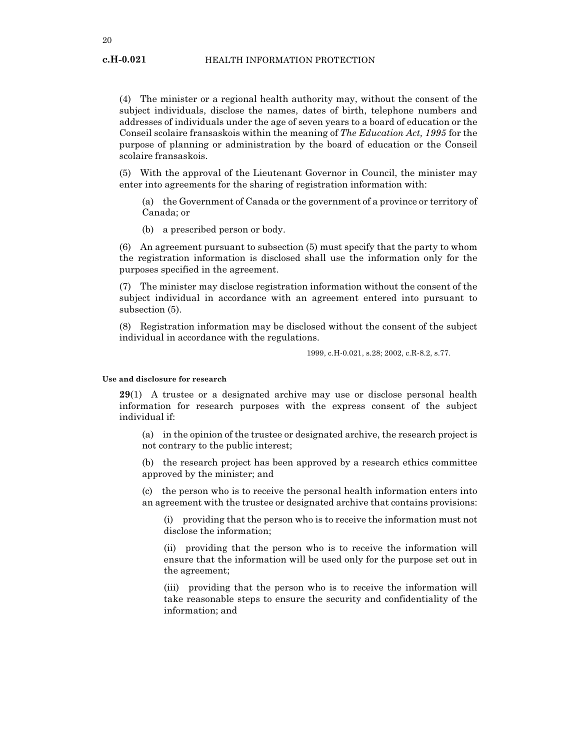(4) The minister or a regional health authority may, without the consent of the subject individuals, disclose the names, dates of birth, telephone numbers and addresses of individuals under the age of seven years to a board of education or the Conseil scolaire fransaskois within the meaning of *The Education Act, 1995* for the purpose of planning or administration by the board of education or the Conseil scolaire fransaskois.

(5) With the approval of the Lieutenant Governor in Council, the minister may enter into agreements for the sharing of registration information with:

(a) the Government of Canada or the government of a province or territory of Canada; or

(b) a prescribed person or body.

(6) An agreement pursuant to subsection (5) must specify that the party to whom the registration information is disclosed shall use the information only for the purposes specified in the agreement.

(7) The minister may disclose registration information without the consent of the subject individual in accordance with an agreement entered into pursuant to subsection (5).

(8) Registration information may be disclosed without the consent of the subject individual in accordance with the regulations.

1999, c.H-0.021, s.28; 2002, c.R-8.2, s.77.

**Use and disclosure for research**

**29**(1) A trustee or a designated archive may use or disclose personal health information for research purposes with the express consent of the subject individual if:

(a) in the opinion of the trustee or designated archive, the research project is not contrary to the public interest;

(b) the research project has been approved by a research ethics committee approved by the minister; and

(c) the person who is to receive the personal health information enters into an agreement with the trustee or designated archive that contains provisions:

(i) providing that the person who is to receive the information must not disclose the information;

(ii) providing that the person who is to receive the information will ensure that the information will be used only for the purpose set out in the agreement;

(iii) providing that the person who is to receive the information will take reasonable steps to ensure the security and confidentiality of the information; and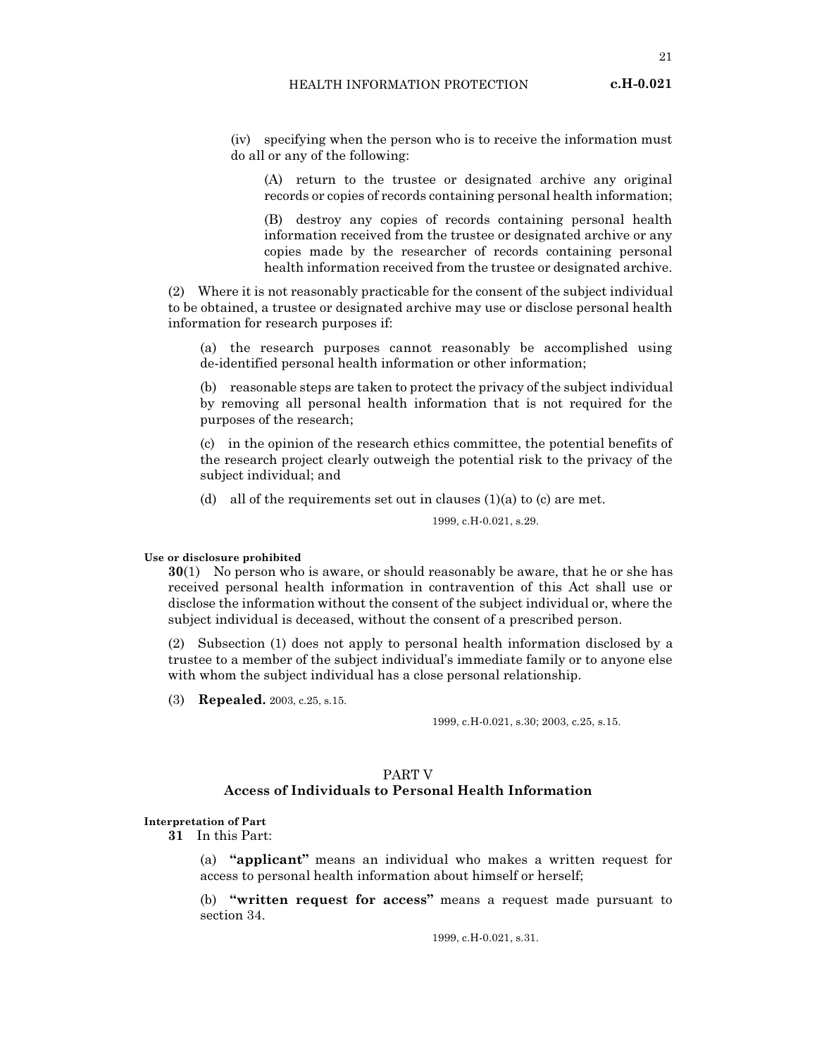(iv) specifying when the person who is to receive the information must do all or any of the following:

(A) return to the trustee or designated archive any original records or copies of records containing personal health information;

(B) destroy any copies of records containing personal health information received from the trustee or designated archive or any copies made by the researcher of records containing personal health information received from the trustee or designated archive.

(2) Where it is not reasonably practicable for the consent of the subject individual to be obtained, a trustee or designated archive may use or disclose personal health information for research purposes if:

(a) the research purposes cannot reasonably be accomplished using de-identified personal health information or other information;

(b) reasonable steps are taken to protect the privacy of the subject individual by removing all personal health information that is not required for the purposes of the research;

(c) in the opinion of the research ethics committee, the potential benefits of the research project clearly outweigh the potential risk to the privacy of the subject individual; and

(d) all of the requirements set out in clauses (1)(a) to (c) are met.

1999, c.H-0.021, s.29.

**Use or disclosure prohibited**

**30**(1) No person who is aware, or should reasonably be aware, that he or she has received personal health information in contravention of this Act shall use or disclose the information without the consent of the subject individual or, where the subject individual is deceased, without the consent of a prescribed person.

(2) Subsection (1) does not apply to personal health information disclosed by a trustee to a member of the subject individual's immediate family or to anyone else with whom the subject individual has a close personal relationship.

(3) **Repealed.** 2003, c.25, s.15.

1999, c.H-0.021, s.30; 2003, c.25, s.15.

## PART V
## Access of Individuals to Personal Health Information

**Interpretation of Part**

**31** In this Part:

(a) **"applicant"** means an individual who makes a written request for access to personal health information about himself or herself;

(b) **"written request for access"** means a request made pursuant to section 34.

1999, c.H-0.021, s.31.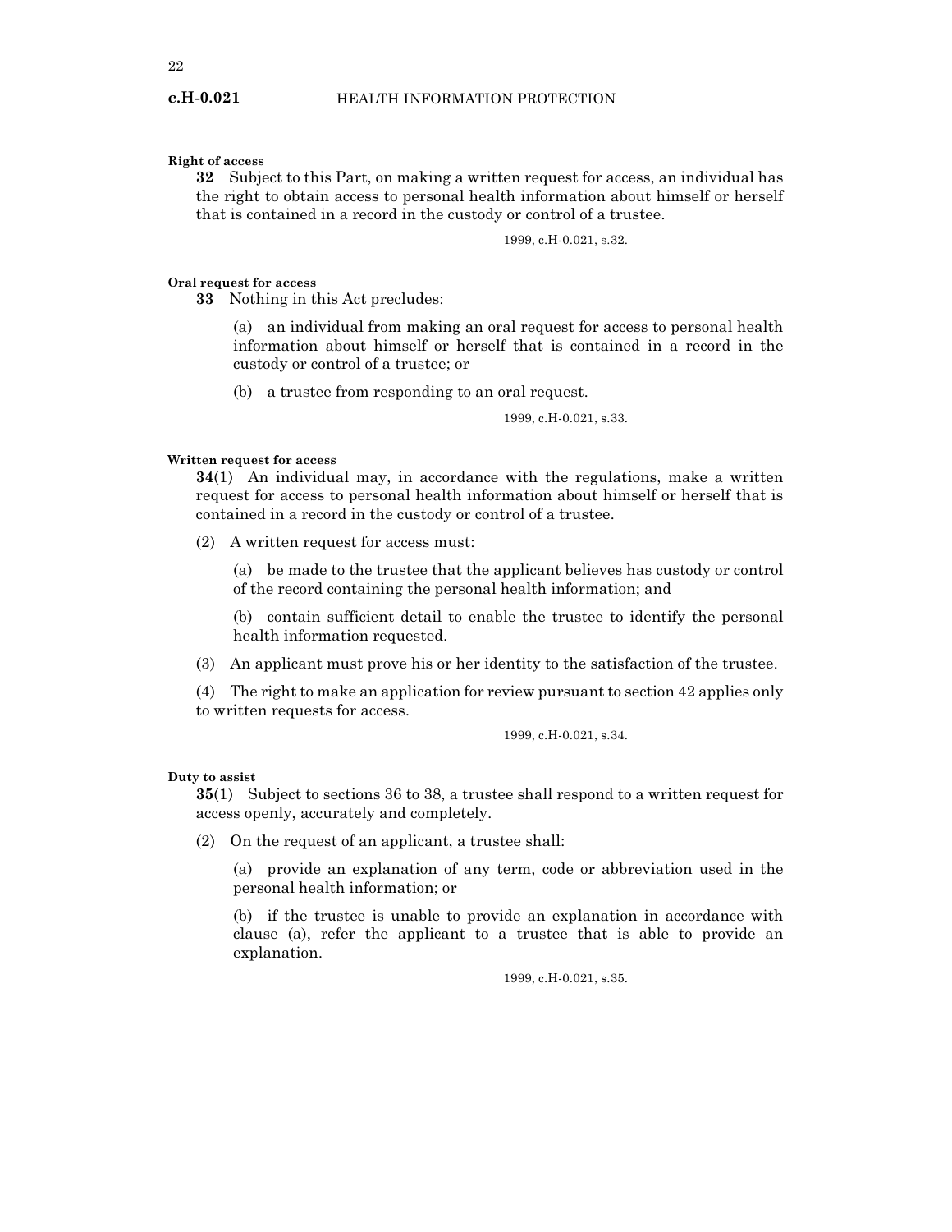**Right of access**

**32** Subject to this Part, on making a written request for access, an individual has the right to obtain access to personal health information about himself or herself that is contained in a record in the custody or control of a trustee.

1999, c.H-0.021, s.32.

**Oral request for access**

**33** Nothing in this Act precludes:

(a) an individual from making an oral request for access to personal health information about himself or herself that is contained in a record in the custody or control of a trustee; or

(b) a trustee from responding to an oral request.

1999, c.H-0.021, s.33.

**Written request for access**

**34**(1) An individual may, in accordance with the regulations, make a written request for access to personal health information about himself or herself that is contained in a record in the custody or control of a trustee.

(2) A written request for access must:

(a) be made to the trustee that the applicant believes has custody or control of the record containing the personal health information; and

(b) contain sufficient detail to enable the trustee to identify the personal health information requested.

(3) An applicant must prove his or her identity to the satisfaction of the trustee.

(4) The right to make an application for review pursuant to section 42 applies only to written requests for access.

1999, c.H-0.021, s.34.

**Duty to assist**

**35**(1) Subject to sections 36 to 38, a trustee shall respond to a written request for access openly, accurately and completely.

(2) On the request of an applicant, a trustee shall:

(a) provide an explanation of any term, code or abbreviation used in the personal health information; or

(b) if the trustee is unable to provide an explanation in accordance with clause (a), refer the applicant to a trustee that is able to provide an explanation.

1999, c.H-0.021, s.35.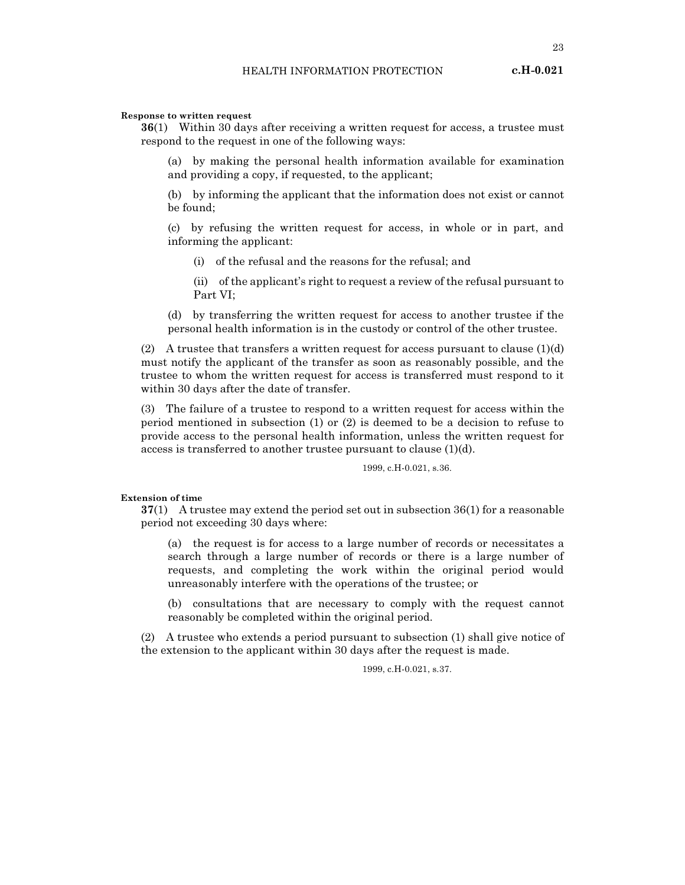**Response to written request**

**36**(1) Within 30 days after receiving a written request for access, a trustee must respond to the request in one of the following ways:

(a) by making the personal health information available for examination and providing a copy, if requested, to the applicant;

(b) by informing the applicant that the information does not exist or cannot be found;

(c) by refusing the written request for access, in whole or in part, and informing the applicant:

(i) of the refusal and the reasons for the refusal; and

(ii) of the applicant's right to request a review of the refusal pursuant to Part VI;

(d) by transferring the written request for access to another trustee if the personal health information is in the custody or control of the other trustee.

(2) A trustee that transfers a written request for access pursuant to clause (1)(d) must notify the applicant of the transfer as soon as reasonably possible, and the trustee to whom the written request for access is transferred must respond to it within 30 days after the date of transfer.

(3) The failure of a trustee to respond to a written request for access within the period mentioned in subsection (1) or (2) is deemed to be a decision to refuse to provide access to the personal health information, unless the written request for access is transferred to another trustee pursuant to clause (1)(d).

1999, c.H-0.021, s.36.

**Extension of time**

**37**(1) A trustee may extend the period set out in subsection 36(1) for a reasonable period not exceeding 30 days where:

(a) the request is for access to a large number of records or necessitates a search through a large number of records or there is a large number of requests, and completing the work within the original period would unreasonably interfere with the operations of the trustee; or

(b) consultations that are necessary to comply with the request cannot reasonably be completed within the original period.

(2) A trustee who extends a period pursuant to subsection (1) shall give notice of the extension to the applicant within 30 days after the request is made.

1999, c.H-0.021, s.37.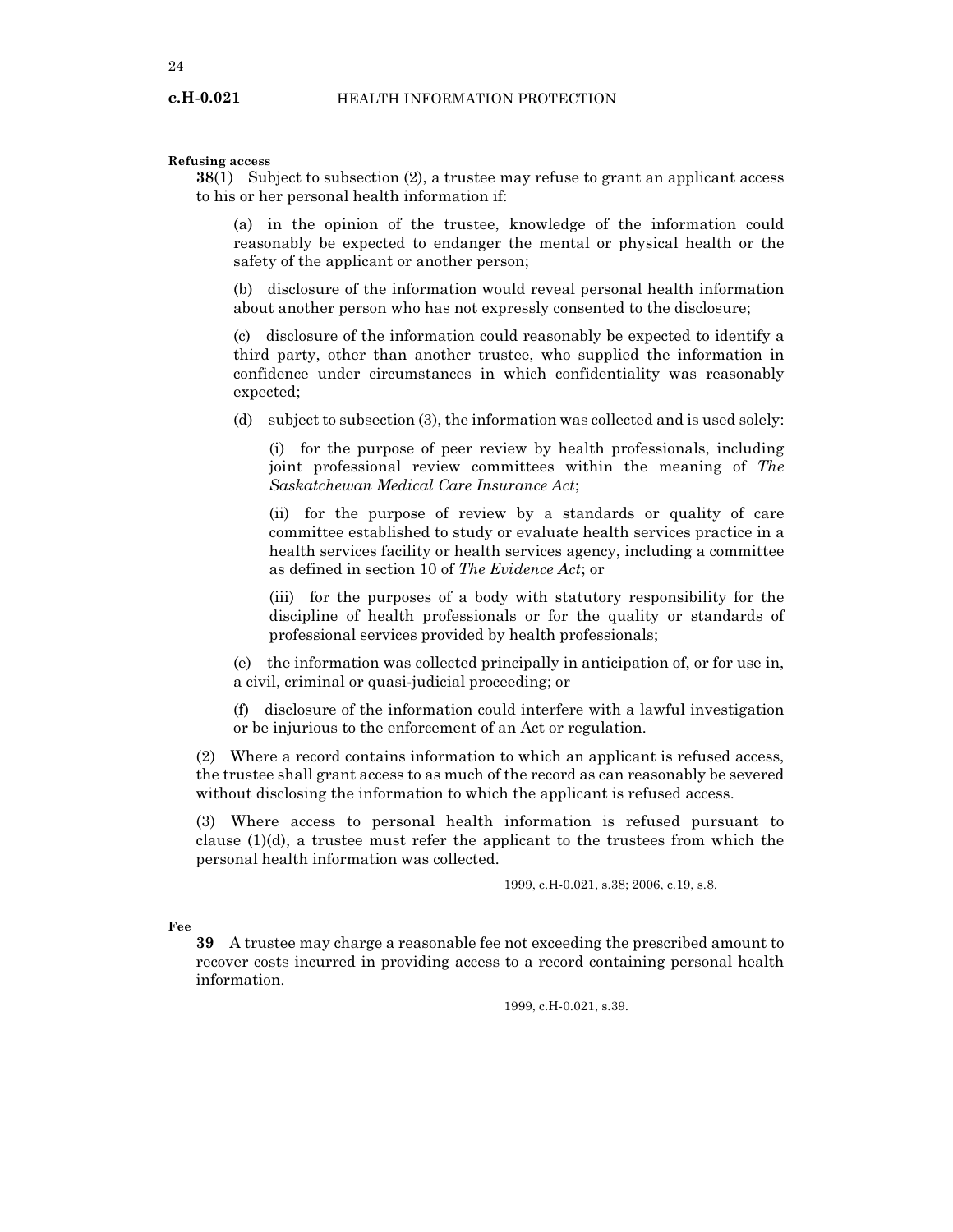**Refusing access**

**38**(1) Subject to subsection (2), a trustee may refuse to grant an applicant access to his or her personal health information if:

(a) in the opinion of the trustee, knowledge of the information could reasonably be expected to endanger the mental or physical health or the safety of the applicant or another person;

(b) disclosure of the information would reveal personal health information about another person who has not expressly consented to the disclosure;

(c) disclosure of the information could reasonably be expected to identify a third party, other than another trustee, who supplied the information in confidence under circumstances in which confidentiality was reasonably expected;

(d) subject to subsection (3), the information was collected and is used solely:

(i) for the purpose of peer review by health professionals, including joint professional review committees within the meaning of *The Saskatchewan Medical Care Insurance Act*;

(ii) for the purpose of review by a standards or quality of care committee established to study or evaluate health services practice in a health services facility or health services agency, including a committee as defined in section 10 of *The Evidence Act*; or

(iii) for the purposes of a body with statutory responsibility for the discipline of health professionals or for the quality or standards of professional services provided by health professionals;

(e) the information was collected principally in anticipation of, or for use in, a civil, criminal or quasi-judicial proceeding; or

(f) disclosure of the information could interfere with a lawful investigation or be injurious to the enforcement of an Act or regulation.

(2) Where a record contains information to which an applicant is refused access, the trustee shall grant access to as much of the record as can reasonably be severed without disclosing the information to which the applicant is refused access.

(3) Where access to personal health information is refused pursuant to clause (1)(d), a trustee must refer the applicant to the trustees from which the personal health information was collected.

1999, c.H-0.021, s.38; 2006, c.19, s.8.

**Fee**

**39** A trustee may charge a reasonable fee not exceeding the prescribed amount to recover costs incurred in providing access to a record containing personal health information.

1999, c.H-0.021, s.39.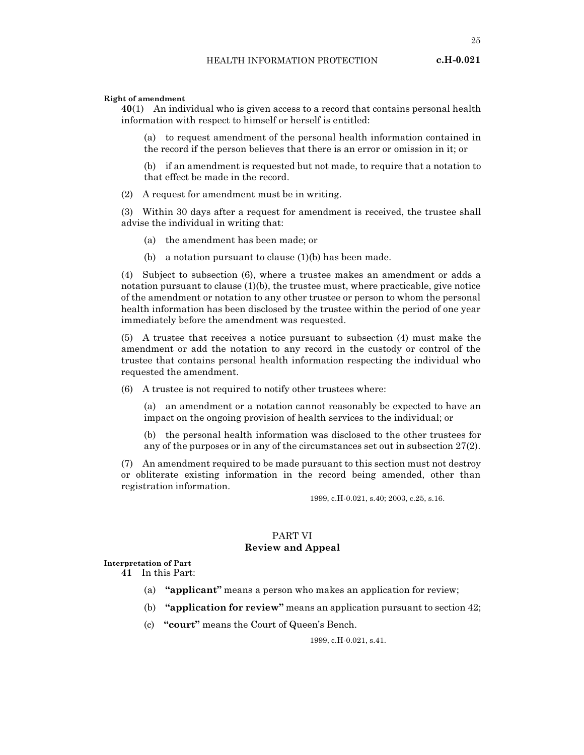**Right of amendment**

**40**(1) An individual who is given access to a record that contains personal health information with respect to himself or herself is entitled:

(a) to request amendment of the personal health information contained in the record if the person believes that there is an error or omission in it; or

(b) if an amendment is requested but not made, to require that a notation to that effect be made in the record.

(2) A request for amendment must be in writing.

(3) Within 30 days after a request for amendment is received, the trustee shall advise the individual in writing that:

(a) the amendment has been made; or

(b) a notation pursuant to clause (1)(b) has been made.

(4) Subject to subsection (6), where a trustee makes an amendment or adds a notation pursuant to clause (1)(b), the trustee must, where practicable, give notice of the amendment or notation to any other trustee or person to whom the personal health information has been disclosed by the trustee within the period of one year immediately before the amendment was requested.

(5) A trustee that receives a notice pursuant to subsection (4) must make the amendment or add the notation to any record in the custody or control of the trustee that contains personal health information respecting the individual who requested the amendment.

(6) A trustee is not required to notify other trustees where:

(a) an amendment or a notation cannot reasonably be expected to have an impact on the ongoing provision of health services to the individual; or

(b) the personal health information was disclosed to the other trustees for any of the purposes or in any of the circumstances set out in subsection 27(2).

(7) An amendment required to be made pursuant to this section must not destroy or obliterate existing information in the record being amended, other than registration information.

1999, c.H-0.021, s.40; 2003, c.25, s.16.

## PART VI
## Review and Appeal

**Interpretation of Part**

**41** In this Part:

(a) **"applicant"** means a person who makes an application for review;

(b) **"application for review"** means an application pursuant to section 42;

(c) **"court"** means the Court of Queen's Bench.

1999, c.H-0.021, s.41.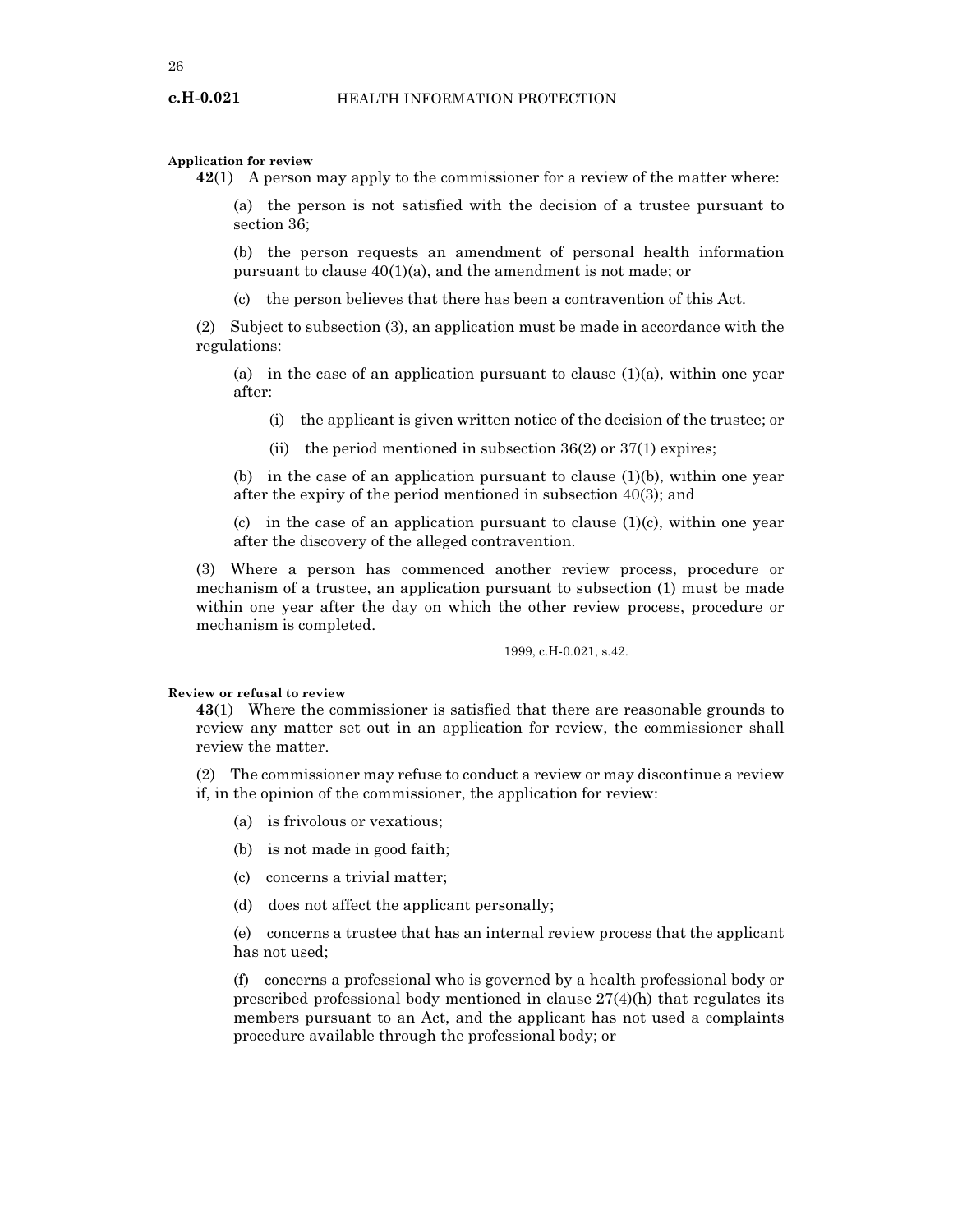**Application for review**

**42**(1) A person may apply to the commissioner for a review of the matter where:

(a) the person is not satisfied with the decision of a trustee pursuant to section 36;

(b) the person requests an amendment of personal health information pursuant to clause 40(1)(a), and the amendment is not made; or

(c) the person believes that there has been a contravention of this Act.

(2) Subject to subsection (3), an application must be made in accordance with the regulations:

(a) in the case of an application pursuant to clause (1)(a), within one year after:

(i) the applicant is given written notice of the decision of the trustee; or

(ii) the period mentioned in subsection 36(2) or 37(1) expires;

(b) in the case of an application pursuant to clause (1)(b), within one year after the expiry of the period mentioned in subsection 40(3); and

(c) in the case of an application pursuant to clause (1)(c), within one year after the discovery of the alleged contravention.

(3) Where a person has commenced another review process, procedure or mechanism of a trustee, an application pursuant to subsection (1) must be made within one year after the day on which the other review process, procedure or mechanism is completed.

1999, c.H-0.021, s.42.

**Review or refusal to review**

**43**(1) Where the commissioner is satisfied that there are reasonable grounds to review any matter set out in an application for review, the commissioner shall review the matter.

(2) The commissioner may refuse to conduct a review or may discontinue a review if, in the opinion of the commissioner, the application for review:

(a) is frivolous or vexatious;

(b) is not made in good faith;

(c) concerns a trivial matter;

(d) does not affect the applicant personally;

(e) concerns a trustee that has an internal review process that the applicant has not used;

(f) concerns a professional who is governed by a health professional body or prescribed professional body mentioned in clause 27(4)(h) that regulates its members pursuant to an Act, and the applicant has not used a complaints procedure available through the professional body; or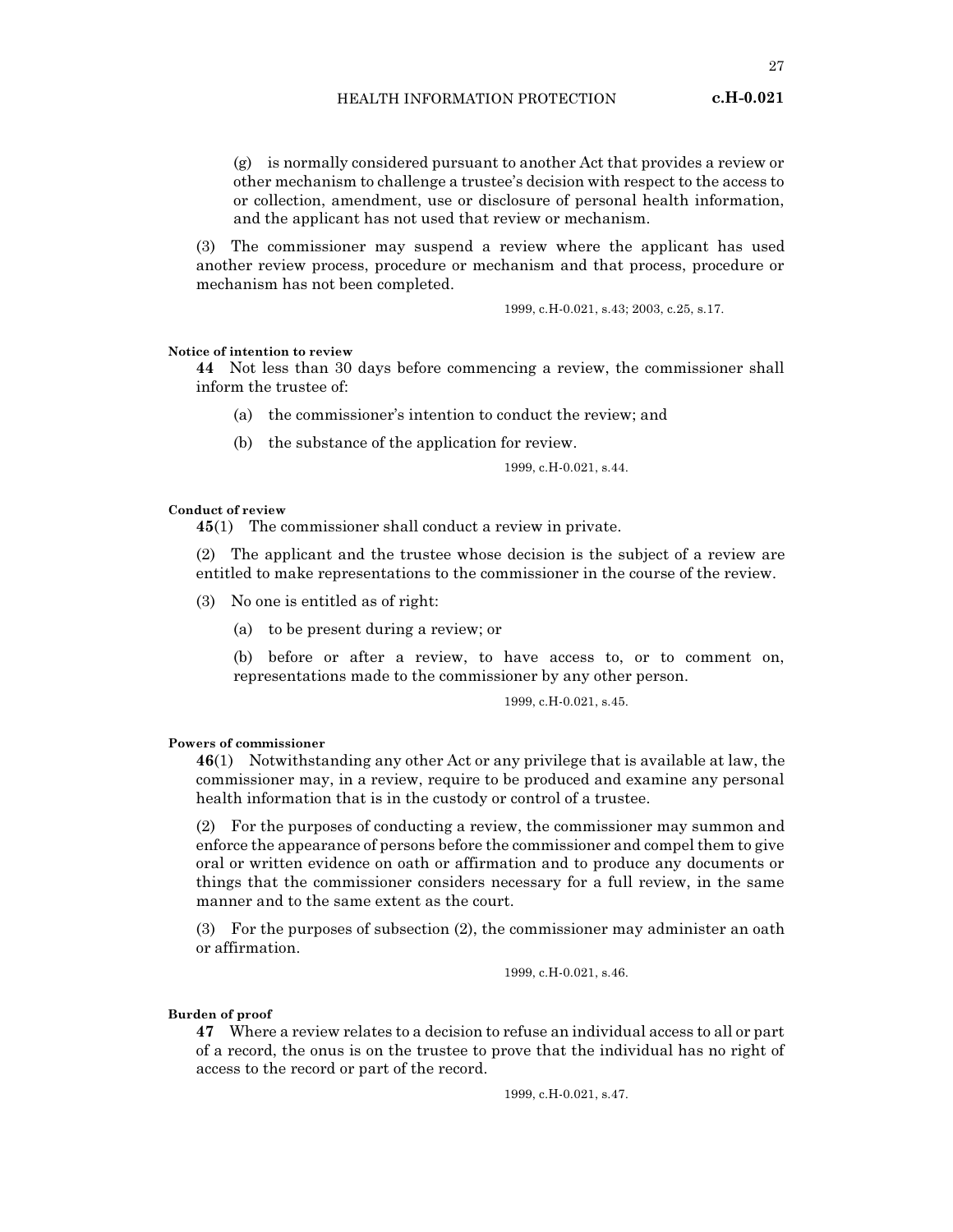(g) is normally considered pursuant to another Act that provides a review or other mechanism to challenge a trustee's decision with respect to the access to or collection, amendment, use or disclosure of personal health information, and the applicant has not used that review or mechanism.

(3) The commissioner may suspend a review where the applicant has used another review process, procedure or mechanism and that process, procedure or mechanism has not been completed.

1999, c.H-0.021, s.43; 2003, c.25, s.17.

**Notice of intention to review**

**44** Not less than 30 days before commencing a review, the commissioner shall inform the trustee of:

(a) the commissioner's intention to conduct the review; and

(b) the substance of the application for review.

1999, c.H-0.021, s.44.

**Conduct of review**

**45**(1) The commissioner shall conduct a review in private.

(2) The applicant and the trustee whose decision is the subject of a review are entitled to make representations to the commissioner in the course of the review.

(3) No one is entitled as of right:

(a) to be present during a review; or

(b) before or after a review, to have access to, or to comment on, representations made to the commissioner by any other person.

1999, c.H-0.021, s.45.

**Powers of commissioner**

**46**(1) Notwithstanding any other Act or any privilege that is available at law, the commissioner may, in a review, require to be produced and examine any personal health information that is in the custody or control of a trustee.

(2) For the purposes of conducting a review, the commissioner may summon and enforce the appearance of persons before the commissioner and compel them to give oral or written evidence on oath or affirmation and to produce any documents or things that the commissioner considers necessary for a full review, in the same manner and to the same extent as the court.

(3) For the purposes of subsection (2), the commissioner may administer an oath or affirmation.

1999, c.H-0.021, s.46.

**Burden of proof**

**47** Where a review relates to a decision to refuse an individual access to all or part of a record, the onus is on the trustee to prove that the individual has no right of access to the record or part of the record.

1999, c.H-0.021, s.47.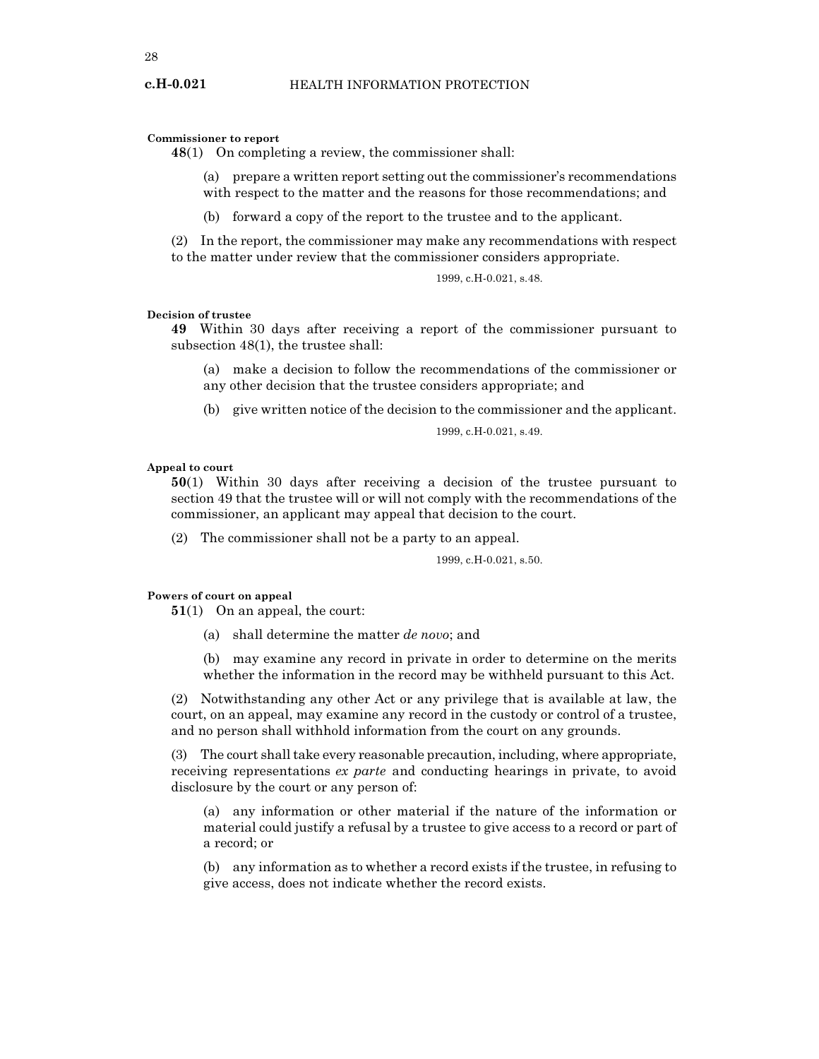**Commissioner to report**

**48**(1) On completing a review, the commissioner shall:

(a) prepare a written report setting out the commissioner's recommendations with respect to the matter and the reasons for those recommendations; and

(b) forward a copy of the report to the trustee and to the applicant.

(2) In the report, the commissioner may make any recommendations with respect to the matter under review that the commissioner considers appropriate.

1999, c.H-0.021, s.48.

**Decision of trustee**

**49** Within 30 days after receiving a report of the commissioner pursuant to subsection 48(1), the trustee shall:

(a) make a decision to follow the recommendations of the commissioner or any other decision that the trustee considers appropriate; and

(b) give written notice of the decision to the commissioner and the applicant.

1999, c.H-0.021, s.49.

**Appeal to court**

**50**(1) Within 30 days after receiving a decision of the trustee pursuant to section 49 that the trustee will or will not comply with the recommendations of the commissioner, an applicant may appeal that decision to the court.

(2) The commissioner shall not be a party to an appeal.

1999, c.H-0.021, s.50.

**Powers of court on appeal**

**51**(1) On an appeal, the court:

(a) shall determine the matter *de novo*; and

(b) may examine any record in private in order to determine on the merits whether the information in the record may be withheld pursuant to this Act.

(2) Notwithstanding any other Act or any privilege that is available at law, the court, on an appeal, may examine any record in the custody or control of a trustee, and no person shall withhold information from the court on any grounds.

(3) The court shall take every reasonable precaution, including, where appropriate, receiving representations *ex parte* and conducting hearings in private, to avoid disclosure by the court or any person of:

(a) any information or other material if the nature of the information or material could justify a refusal by a trustee to give access to a record or part of a record; or

(b) any information as to whether a record exists if the trustee, in refusing to give access, does not indicate whether the record exists.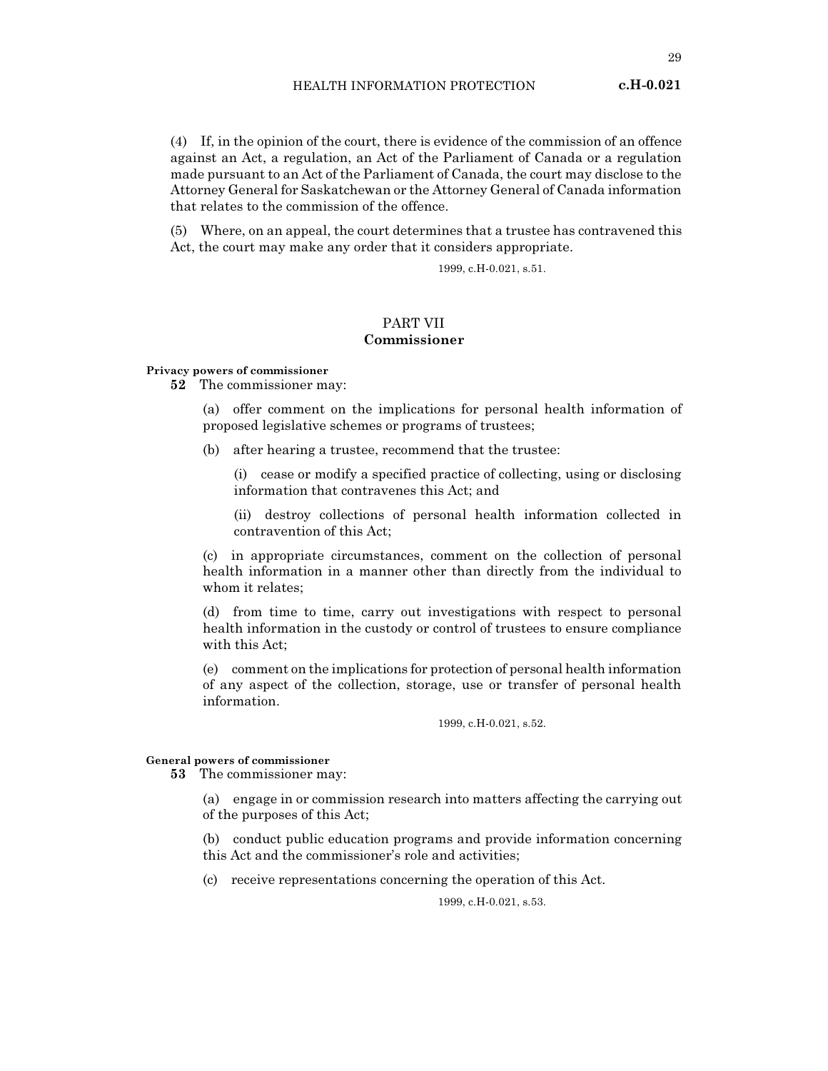(4) If, in the opinion of the court, there is evidence of the commission of an offence against an Act, a regulation, an Act of the Parliament of Canada or a regulation made pursuant to an Act of the Parliament of Canada, the court may disclose to the Attorney General for Saskatchewan or the Attorney General of Canada information that relates to the commission of the offence.

(5) Where, on an appeal, the court determines that a trustee has contravened this Act, the court may make any order that it considers appropriate.

1999, c.H-0.021, s.51.

## PART VII
## Commissioner

**Privacy powers of commissioner**

**52** The commissioner may:

(a) offer comment on the implications for personal health information of proposed legislative schemes or programs of trustees;

(b) after hearing a trustee, recommend that the trustee:

(i) cease or modify a specified practice of collecting, using or disclosing information that contravenes this Act; and

(ii) destroy collections of personal health information collected in contravention of this Act;

(c) in appropriate circumstances, comment on the collection of personal health information in a manner other than directly from the individual to whom it relates;

(d) from time to time, carry out investigations with respect to personal health information in the custody or control of trustees to ensure compliance with this Act;

(e) comment on the implications for protection of personal health information of any aspect of the collection, storage, use or transfer of personal health information.

1999, c.H-0.021, s.52.

**General powers of commissioner**

**53** The commissioner may:

(a) engage in or commission research into matters affecting the carrying out of the purposes of this Act;

(b) conduct public education programs and provide information concerning this Act and the commissioner's role and activities;

(c) receive representations concerning the operation of this Act.

1999, c.H-0.021, s.53.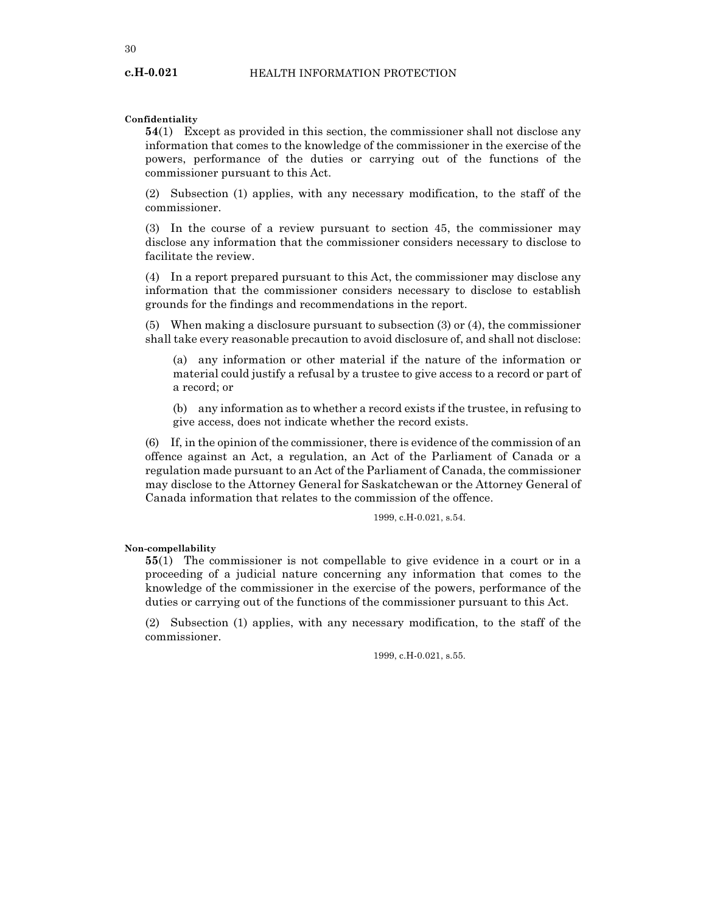**Confidentiality**

**54**(1) Except as provided in this section, the commissioner shall not disclose any information that comes to the knowledge of the commissioner in the exercise of the powers, performance of the duties or carrying out of the functions of the commissioner pursuant to this Act.

(2) Subsection (1) applies, with any necessary modification, to the staff of the commissioner.

(3) In the course of a review pursuant to section 45, the commissioner may disclose any information that the commissioner considers necessary to disclose to facilitate the review.

(4) In a report prepared pursuant to this Act, the commissioner may disclose any information that the commissioner considers necessary to disclose to establish grounds for the findings and recommendations in the report.

(5) When making a disclosure pursuant to subsection (3) or (4), the commissioner shall take every reasonable precaution to avoid disclosure of, and shall not disclose:

(a) any information or other material if the nature of the information or material could justify a refusal by a trustee to give access to a record or part of a record; or

(b) any information as to whether a record exists if the trustee, in refusing to give access, does not indicate whether the record exists.

(6) If, in the opinion of the commissioner, there is evidence of the commission of an offence against an Act, a regulation, an Act of the Parliament of Canada or a regulation made pursuant to an Act of the Parliament of Canada, the commissioner may disclose to the Attorney General for Saskatchewan or the Attorney General of Canada information that relates to the commission of the offence.

1999, c.H-0.021, s.54.

**Non-compellability**

**55**(1) The commissioner is not compellable to give evidence in a court or in a proceeding of a judicial nature concerning any information that comes to the knowledge of the commissioner in the exercise of the powers, performance of the duties or carrying out of the functions of the commissioner pursuant to this Act.

(2) Subsection (1) applies, with any necessary modification, to the staff of the commissioner.

1999, c.H-0.021, s.55.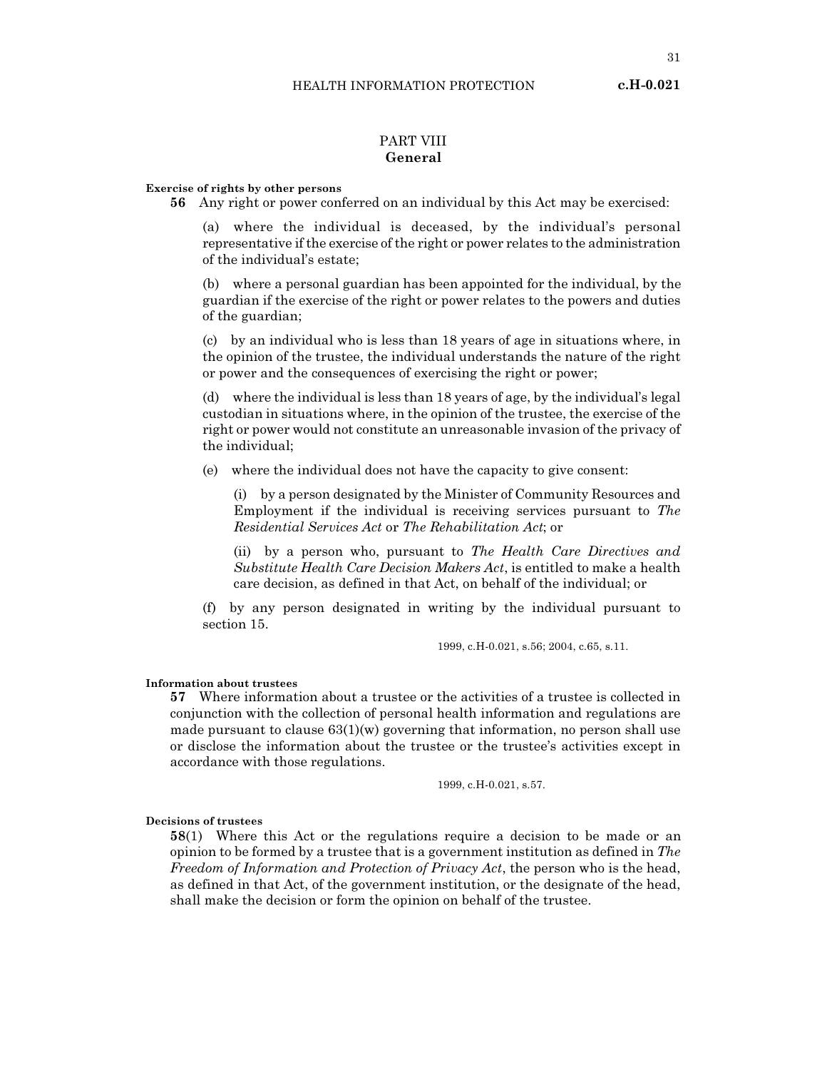## PART VIII
## General

**Exercise of rights by other persons**

**56** Any right or power conferred on an individual by this Act may be exercised:

(a) where the individual is deceased, by the individual's personal representative if the exercise of the right or power relates to the administration of the individual's estate;

(b) where a personal guardian has been appointed for the individual, by the guardian if the exercise of the right or power relates to the powers and duties of the guardian;

(c) by an individual who is less than 18 years of age in situations where, in the opinion of the trustee, the individual understands the nature of the right or power and the consequences of exercising the right or power;

(d) where the individual is less than 18 years of age, by the individual's legal custodian in situations where, in the opinion of the trustee, the exercise of the right or power would not constitute an unreasonable invasion of the privacy of the individual;

(e) where the individual does not have the capacity to give consent:

(i) by a person designated by the Minister of Community Resources and Employment if the individual is receiving services pursuant to *The Residential Services Act* or *The Rehabilitation Act*; or

(ii) by a person who, pursuant to *The Health Care Directives and Substitute Health Care Decision Makers Act*, is entitled to make a health care decision, as defined in that Act, on behalf of the individual; or

(f) by any person designated in writing by the individual pursuant to section 15.

1999, c.H-0.021, s.56; 2004, c.65, s.11.

**Information about trustees**

**57** Where information about a trustee or the activities of a trustee is collected in conjunction with the collection of personal health information and regulations are made pursuant to clause 63(1)(w) governing that information, no person shall use or disclose the information about the trustee or the trustee's activities except in accordance with those regulations.

1999, c.H-0.021, s.57.

**Decisions of trustees**

**58**(1) Where this Act or the regulations require a decision to be made or an opinion to be formed by a trustee that is a government institution as defined in *The Freedom of Information and Protection of Privacy Act*, the person who is the head, as defined in that Act, of the government institution, or the designate of the head, shall make the decision or form the opinion on behalf of the trustee.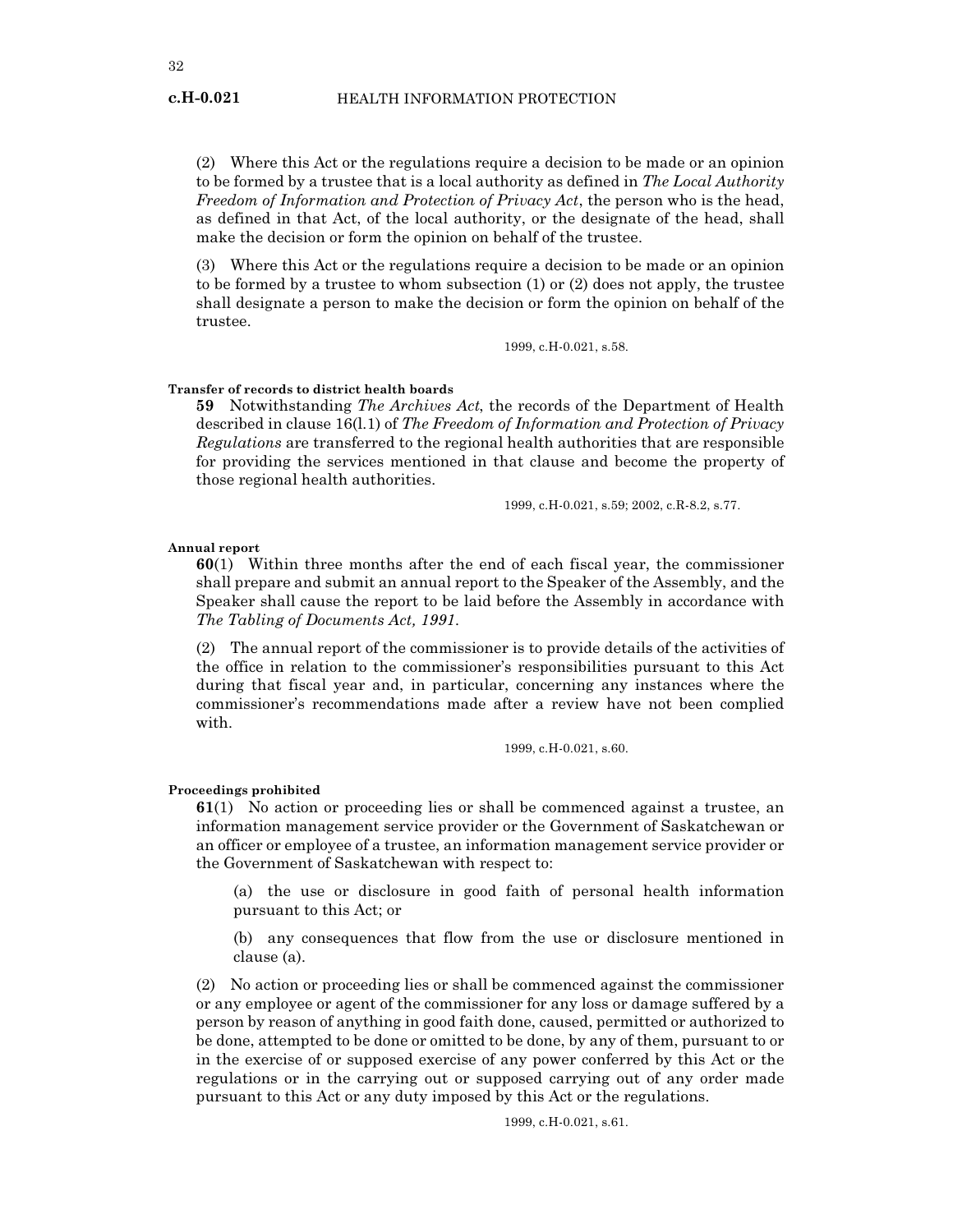(2) Where this Act or the regulations require a decision to be made or an opinion to be formed by a trustee that is a local authority as defined in *The Local Authority Freedom of Information and Protection of Privacy Act*, the person who is the head, as defined in that Act, of the local authority, or the designate of the head, shall make the decision or form the opinion on behalf of the trustee.

(3) Where this Act or the regulations require a decision to be made or an opinion to be formed by a trustee to whom subsection (1) or (2) does not apply, the trustee shall designate a person to make the decision or form the opinion on behalf of the trustee.

1999, c.H-0.021, s.58.

**Transfer of records to district health boards**

**59** Notwithstanding *The Archives Act*, the records of the Department of Health described in clause 16(l.1) of *The Freedom of Information and Protection of Privacy Regulations* are transferred to the regional health authorities that are responsible for providing the services mentioned in that clause and become the property of those regional health authorities.

1999, c.H-0.021, s.59; 2002, c.R-8.2, s.77.

**Annual report**

**60**(1) Within three months after the end of each fiscal year, the commissioner shall prepare and submit an annual report to the Speaker of the Assembly, and the Speaker shall cause the report to be laid before the Assembly in accordance with *The Tabling of Documents Act, 1991*.

(2) The annual report of the commissioner is to provide details of the activities of the office in relation to the commissioner's responsibilities pursuant to this Act during that fiscal year and, in particular, concerning any instances where the commissioner's recommendations made after a review have not been complied with.

1999, c.H-0.021, s.60.

**Proceedings prohibited**

**61**(1) No action or proceeding lies or shall be commenced against a trustee, an information management service provider or the Government of Saskatchewan or an officer or employee of a trustee, an information management service provider or the Government of Saskatchewan with respect to:

(a) the use or disclosure in good faith of personal health information pursuant to this Act; or

(b) any consequences that flow from the use or disclosure mentioned in clause (a).

(2) No action or proceeding lies or shall be commenced against the commissioner or any employee or agent of the commissioner for any loss or damage suffered by a person by reason of anything in good faith done, caused, permitted or authorized to be done, attempted to be done or omitted to be done, by any of them, pursuant to or in the exercise of or supposed exercise of any power conferred by this Act or the regulations or in the carrying out or supposed carrying out of any order made pursuant to this Act or any duty imposed by this Act or the regulations.

1999, c.H-0.021, s.61.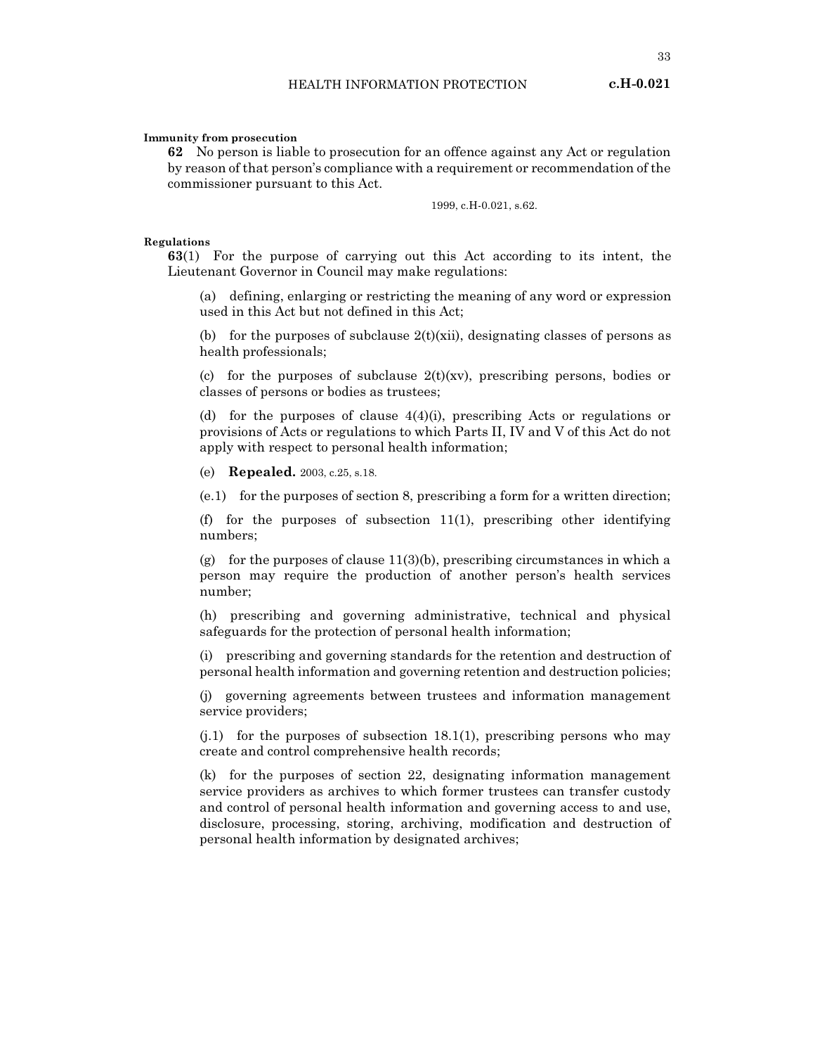**Immunity from prosecution**

**62** No person is liable to prosecution for an offence against any Act or regulation by reason of that person's compliance with a requirement or recommendation of the commissioner pursuant to this Act.

1999, c.H-0.021, s.62.

**Regulations**

**63**(1) For the purpose of carrying out this Act according to its intent, the Lieutenant Governor in Council may make regulations:

(a) defining, enlarging or restricting the meaning of any word or expression used in this Act but not defined in this Act;

(b) for the purposes of subclause 2(t)(xii), designating classes of persons as health professionals;

(c) for the purposes of subclause 2(t)(xv), prescribing persons, bodies or classes of persons or bodies as trustees;

(d) for the purposes of clause 4(4)(i), prescribing Acts or regulations or provisions of Acts or regulations to which Parts II, IV and V of this Act do not apply with respect to personal health information;

(e) **Repealed.** 2003, c.25, s.18.

(e.1) for the purposes of section 8, prescribing a form for a written direction;

(f) for the purposes of subsection 11(1), prescribing other identifying numbers;

(g) for the purposes of clause 11(3)(b), prescribing circumstances in which a person may require the production of another person's health services number;

(h) prescribing and governing administrative, technical and physical safeguards for the protection of personal health information;

(i) prescribing and governing standards for the retention and destruction of personal health information and governing retention and destruction policies;

(j) governing agreements between trustees and information management service providers;

(j.1) for the purposes of subsection 18.1(1), prescribing persons who may create and control comprehensive health records;

(k) for the purposes of section 22, designating information management service providers as archives to which former trustees can transfer custody and control of personal health information and governing access to and use, disclosure, processing, storing, archiving, modification and destruction of personal health information by designated archives;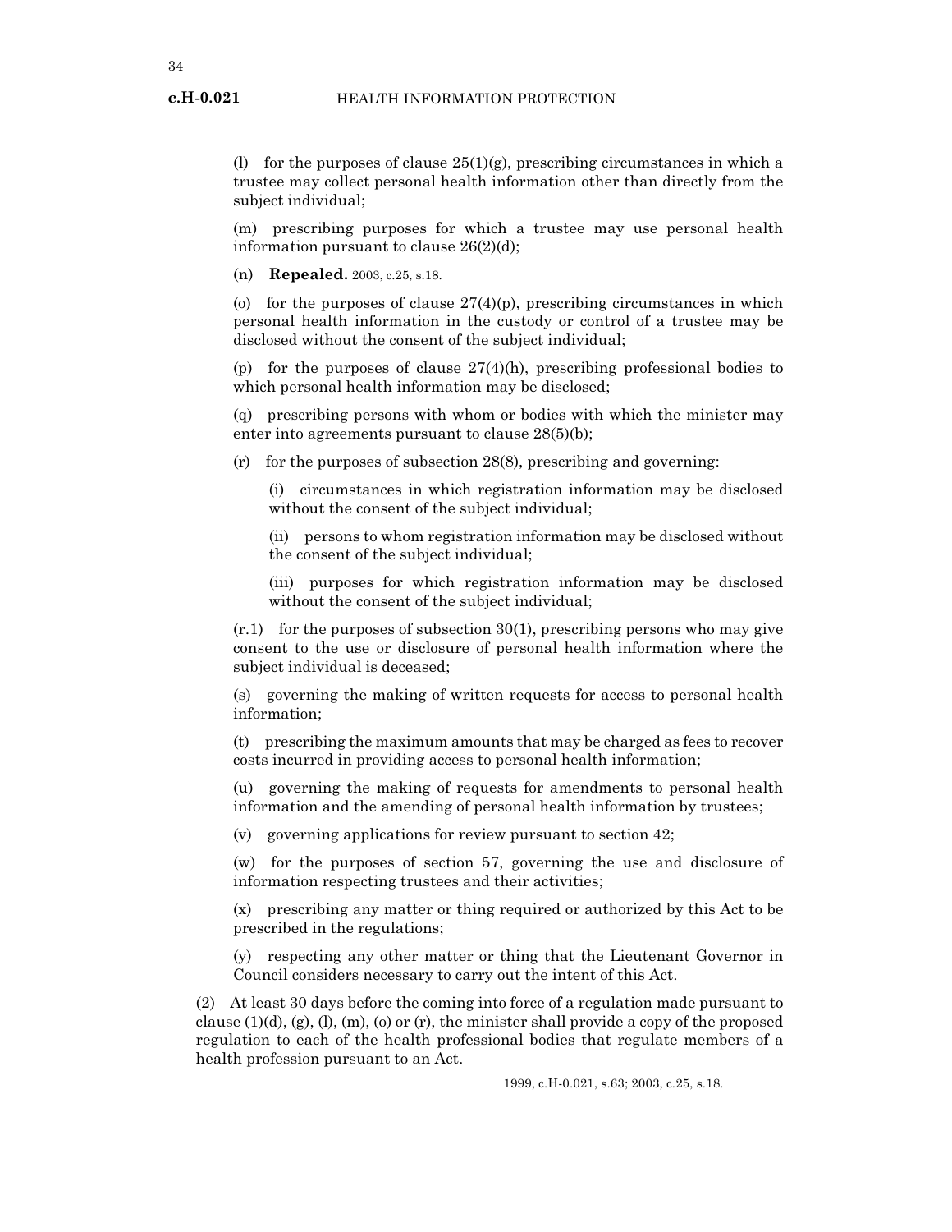(l) for the purposes of clause 25(1)(g), prescribing circumstances in which a trustee may collect personal health information other than directly from the subject individual;

(m) prescribing purposes for which a trustee may use personal health information pursuant to clause 26(2)(d);

(n) **Repealed.** 2003, c.25, s.18.

(o) for the purposes of clause 27(4)(p), prescribing circumstances in which personal health information in the custody or control of a trustee may be disclosed without the consent of the subject individual;

(p) for the purposes of clause 27(4)(h), prescribing professional bodies to which personal health information may be disclosed;

(q) prescribing persons with whom or bodies with which the minister may enter into agreements pursuant to clause 28(5)(b);

(r) for the purposes of subsection 28(8), prescribing and governing:

(i) circumstances in which registration information may be disclosed without the consent of the subject individual;

(ii) persons to whom registration information may be disclosed without the consent of the subject individual;

(iii) purposes for which registration information may be disclosed without the consent of the subject individual;

(r.1) for the purposes of subsection 30(1), prescribing persons who may give consent to the use or disclosure of personal health information where the subject individual is deceased;

(s) governing the making of written requests for access to personal health information;

(t) prescribing the maximum amounts that may be charged as fees to recover costs incurred in providing access to personal health information;

(u) governing the making of requests for amendments to personal health information and the amending of personal health information by trustees;

(v) governing applications for review pursuant to section 42;

(w) for the purposes of section 57, governing the use and disclosure of information respecting trustees and their activities;

(x) prescribing any matter or thing required or authorized by this Act to be prescribed in the regulations;

(y) respecting any other matter or thing that the Lieutenant Governor in Council considers necessary to carry out the intent of this Act.

(2) At least 30 days before the coming into force of a regulation made pursuant to clause (1)(d), (g), (l), (m), (o) or (r), the minister shall provide a copy of the proposed regulation to each of the health professional bodies that regulate members of a health profession pursuant to an Act.

1999, c.H-0.021, s.63; 2003, c.25, s.18.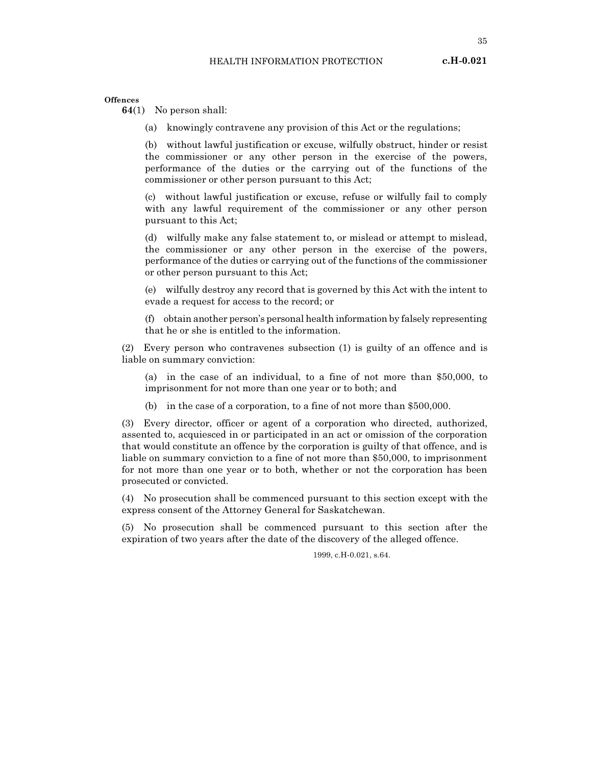**Offences**

**64**(1) No person shall:

(a) knowingly contravene any provision of this Act or the regulations;

(b) without lawful justification or excuse, wilfully obstruct, hinder or resist the commissioner or any other person in the exercise of the powers, performance of the duties or the carrying out of the functions of the commissioner or other person pursuant to this Act;

(c) without lawful justification or excuse, refuse or wilfully fail to comply with any lawful requirement of the commissioner or any other person pursuant to this Act;

(d) wilfully make any false statement to, or mislead or attempt to mislead, the commissioner or any other person in the exercise of the powers, performance of the duties or carrying out of the functions of the commissioner or other person pursuant to this Act;

(e) wilfully destroy any record that is governed by this Act with the intent to evade a request for access to the record; or

(f) obtain another person's personal health information by falsely representing that he or she is entitled to the information.

(2) Every person who contravenes subsection (1) is guilty of an offence and is liable on summary conviction:

(a) in the case of an individual, to a fine of not more than $50,000, to imprisonment for not more than one year or to both; and

(b) in the case of a corporation, to a fine of not more than $500,000.

(3) Every director, officer or agent of a corporation who directed, authorized, assented to, acquiesced in or participated in an act or omission of the corporation that would constitute an offence by the corporation is guilty of that offence, and is liable on summary conviction to a fine of not more than $50,000, to imprisonment for not more than one year or to both, whether or not the corporation has been prosecuted or convicted.

(4) No prosecution shall be commenced pursuant to this section except with the express consent of the Attorney General for Saskatchewan.

(5) No prosecution shall be commenced pursuant to this section after the expiration of two years after the date of the discovery of the alleged offence.

1999, c.H-0.021, s.64.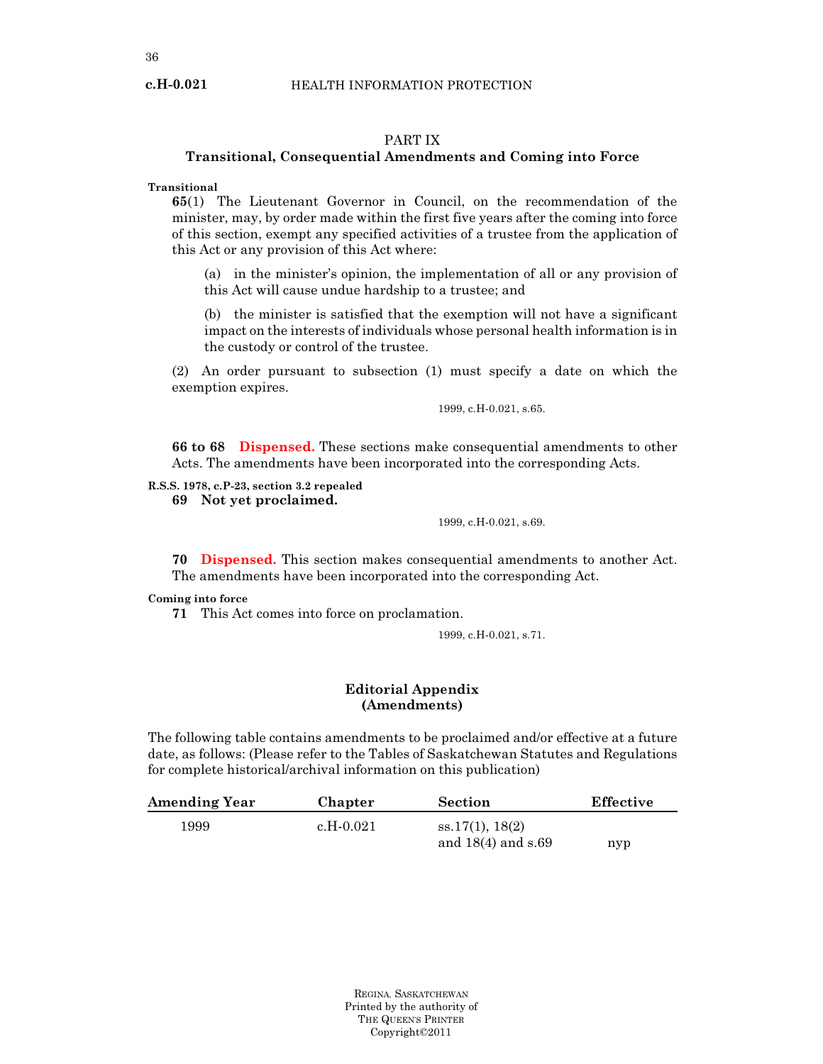## PART IX

### Transitional, Consequential Amendments and Coming into Force

**Transitional**

**65**(1) The Lieutenant Governor in Council, on the recommendation of the minister, may, by order made within the first five years after the coming into force of this section, exempt any specified activities of a trustee from the application of this Act or any provision of this Act where:

(a) in the minister's opinion, the implementation of all or any provision of this Act will cause undue hardship to a trustee; and

(b) the minister is satisfied that the exemption will not have a significant impact on the interests of individuals whose personal health information is in the custody or control of the trustee.

(2) An order pursuant to subsection (1) must specify a date on which the exemption expires.

1999, c.H-0.021, s.65.

**66 to 68** **Dispensed.** These sections make consequential amendments to other Acts. The amendments have been incorporated into the corresponding Acts.

**R.S.S. 1978, c.P-23, section 3.2 repealed**

**69** **Not yet proclaimed.**

1999, c.H-0.021, s.69.

**70** **Dispensed.** This section makes consequential amendments to another Act. The amendments have been incorporated into the corresponding Act.

**Coming into force**

**71** This Act comes into force on proclamation.

1999, c.H-0.021, s.71.

## Editorial Appendix (Amendments)

The following table contains amendments to be proclaimed and/or effective at a future date, as follows: (Please refer to the Tables of Saskatchewan Statutes and Regulations for complete historical/archival information on this publication)

| Amending Year | Chapter | Section | Effective |
|---|---|---|---|
| 1999 | c.H-0.021 | ss.17(1), 18(2) and 18(4) and s.69 | nyp |

REGINA, SASKATCHEWAN
Printed by the authority of
THE QUEEN'S PRINTER
Copyright©2011